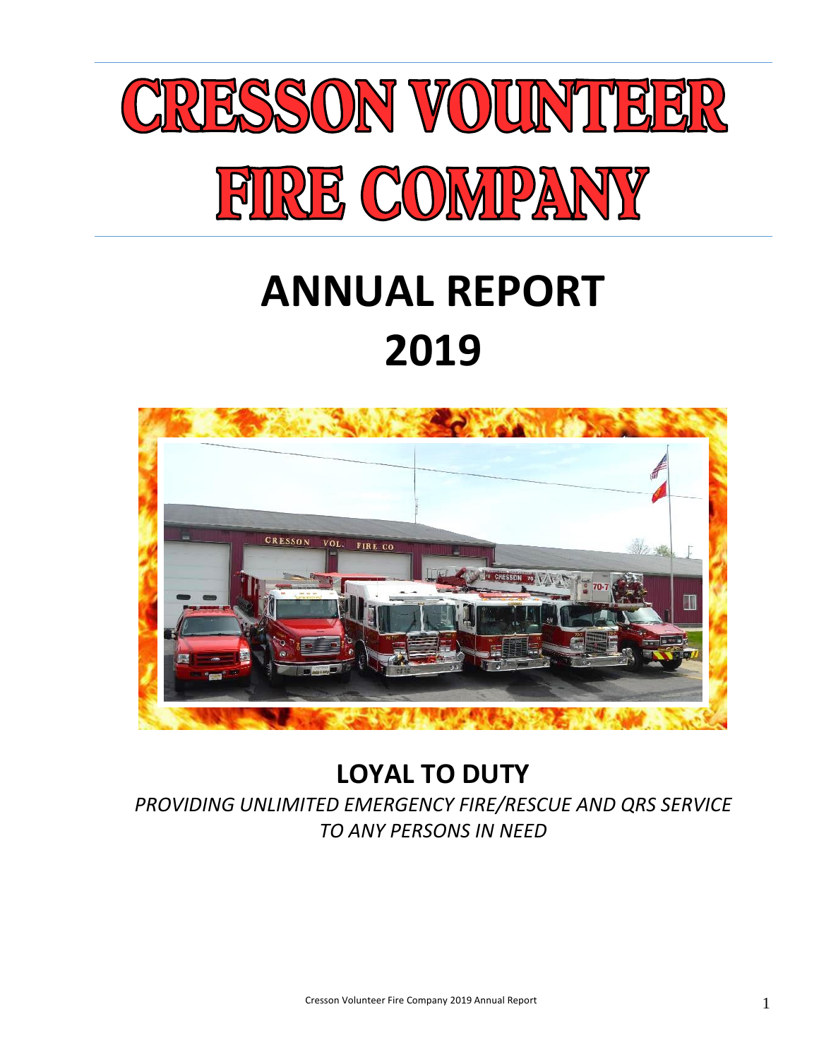# CRESSON VOUNTEER FIRE COMPANY

# ANNUAL REPORT 2019

## LOYAL TO DUTY

*PROVIDING UNLIMITED EMERGENCY FIRE/RESCUE AND QRS SERVICE TO ANY PERSONS IN NEED*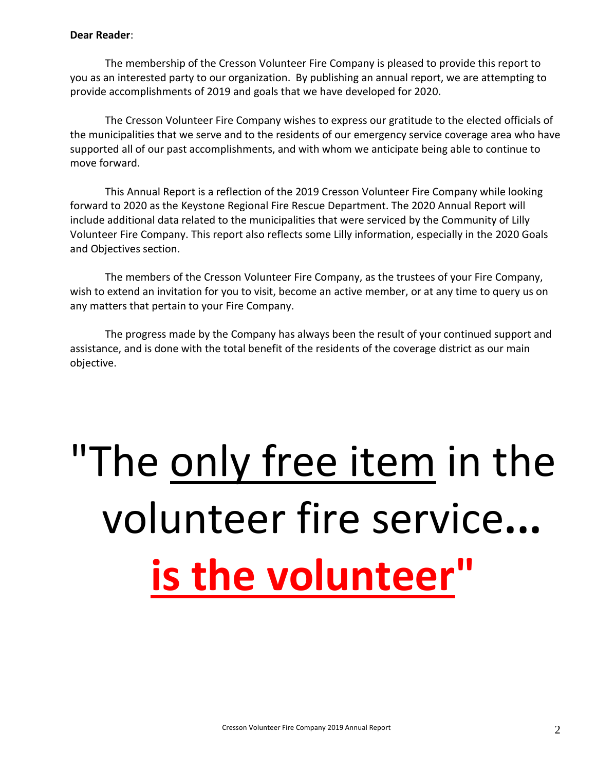**Dear Reader**:

The membership of the Cresson Volunteer Fire Company is pleased to provide this report to you as an interested party to our organization. By publishing an annual report, we are attempting to provide accomplishments of 2019 and goals that we have developed for 2020.

The Cresson Volunteer Fire Company wishes to express our gratitude to the elected officials of the municipalities that we serve and to the residents of our emergency service coverage area who have supported all of our past accomplishments, and with whom we anticipate being able to continue to move forward.

This Annual Report is a reflection of the 2019 Cresson Volunteer Fire Company while looking forward to 2020 as the Keystone Regional Fire Rescue Department. The 2020 Annual Report will include additional data related to the municipalities that were serviced by the Community of Lilly Volunteer Fire Company. This report also reflects some Lilly information, especially in the 2020 Goals and Objectives section.

The members of the Cresson Volunteer Fire Company, as the trustees of your Fire Company, wish to extend an invitation for you to visit, become an active member, or at any time to query us on any matters that pertain to your Fire Company.

The progress made by the Company has always been the result of your continued support and assistance, and is done with the total benefit of the residents of the coverage district as our main objective.

# "The <u>only free item</u> in the volunteer fire service… <u>**is the volunteer**</u>"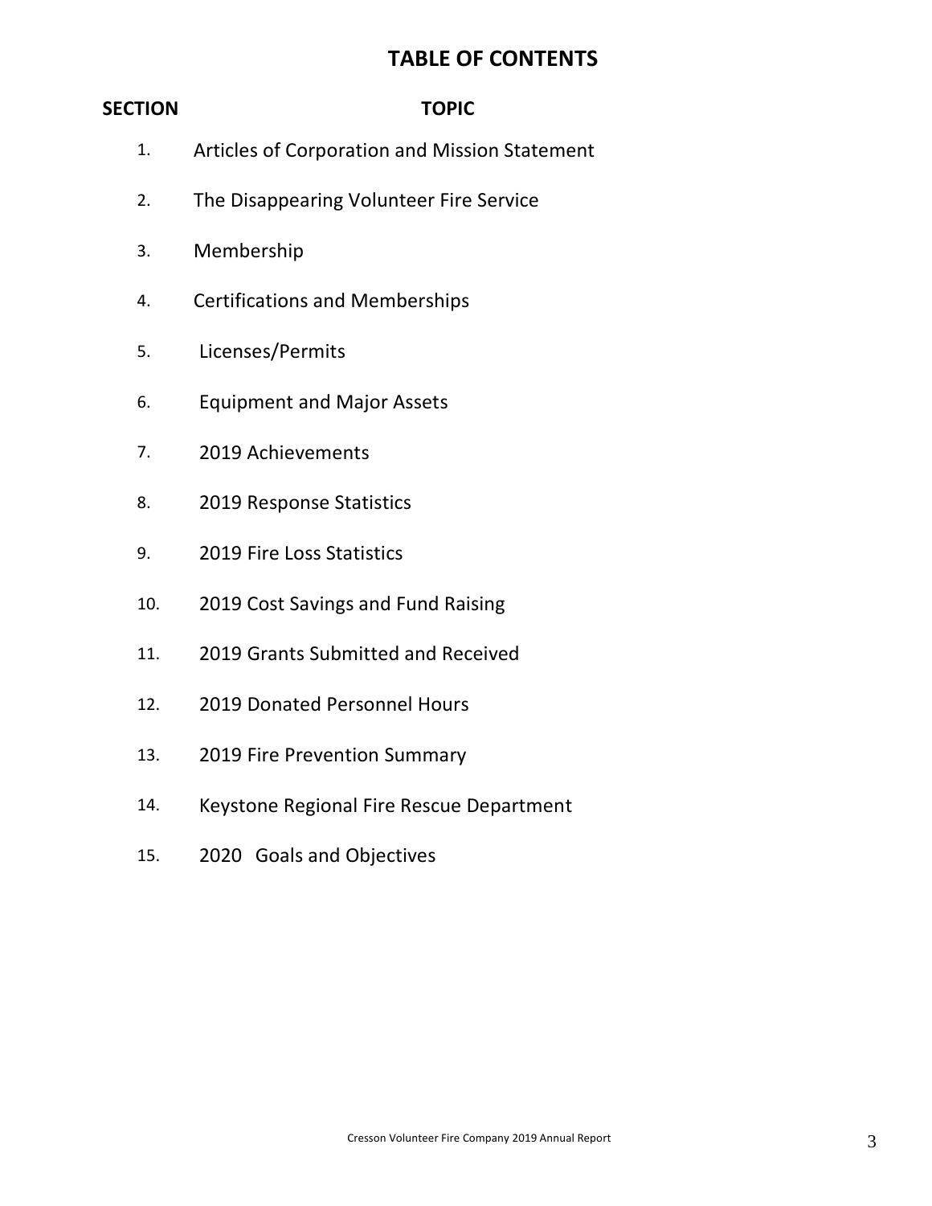# TABLE OF CONTENTS

| SECTION | TOPIC |
| --- | --- |
| 1. | Articles of Corporation and Mission Statement |
| 2. | The Disappearing Volunteer Fire Service |
| 3. | Membership |
| 4. | Certifications and Memberships |
| 5. | Licenses/Permits |
| 6. | Equipment and Major Assets |
| 7. | 2019 Achievements |
| 8. | 2019 Response Statistics |
| 9. | 2019 Fire Loss Statistics |
| 10. | 2019 Cost Savings and Fund Raising |
| 11. | 2019 Grants Submitted and Received |
| 12. | 2019 Donated Personnel Hours |
| 13. | 2019 Fire Prevention Summary |
| 14. | Keystone Regional Fire Rescue Department |
| 15. | 2020 Goals and Objectives |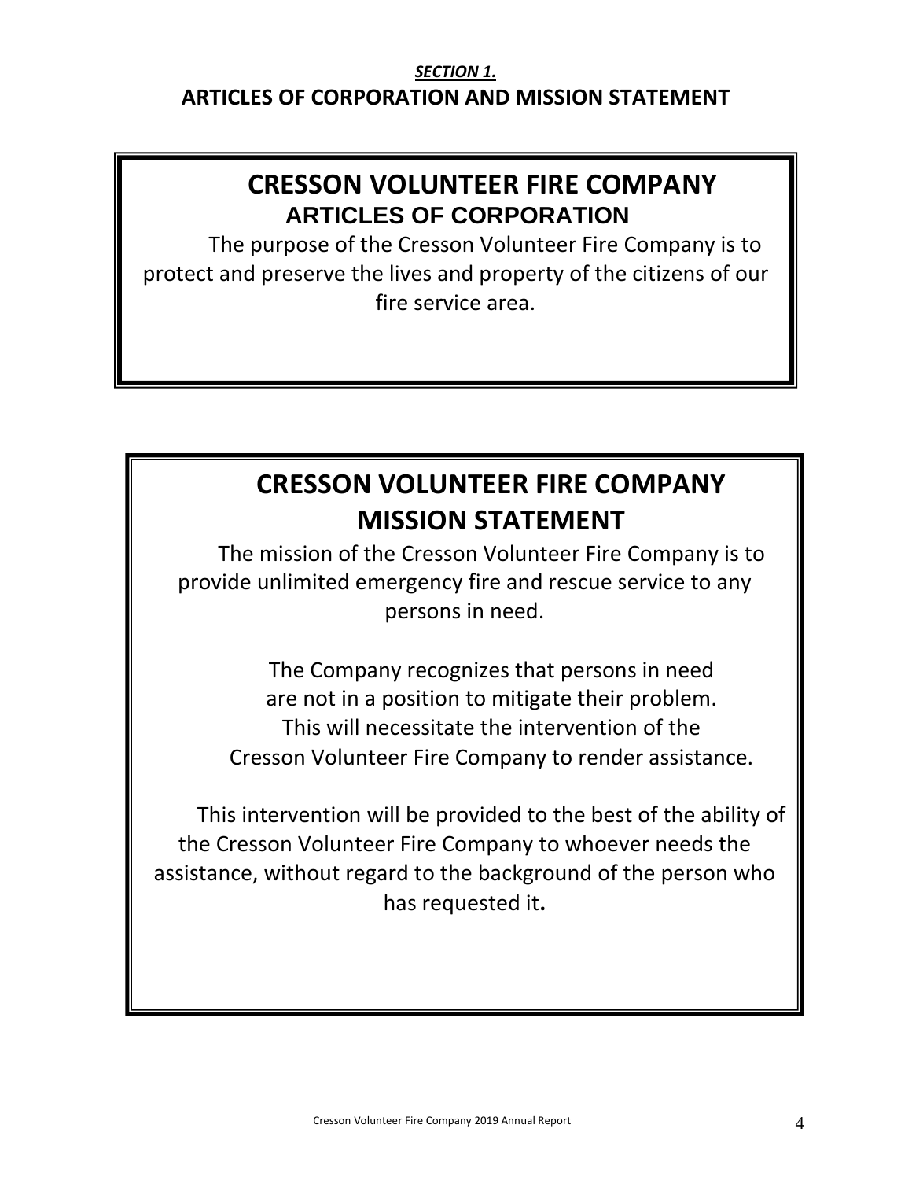***SECTION 1.***

## ARTICLES OF CORPORATION AND MISSION STATEMENT

### CRESSON VOLUNTEER FIRE COMPANY
### ARTICLES OF CORPORATION

The purpose of the Cresson Volunteer Fire Company is to protect and preserve the lives and property of the citizens of our fire service area.

### CRESSON VOLUNTEER FIRE COMPANY
### MISSION STATEMENT

The mission of the Cresson Volunteer Fire Company is to provide unlimited emergency fire and rescue service to any persons in need.

The Company recognizes that persons in need are not in a position to mitigate their problem. This will necessitate the intervention of the Cresson Volunteer Fire Company to render assistance.

This intervention will be provided to the best of the ability of the Cresson Volunteer Fire Company to whoever needs the assistance, without regard to the background of the person who has requested it.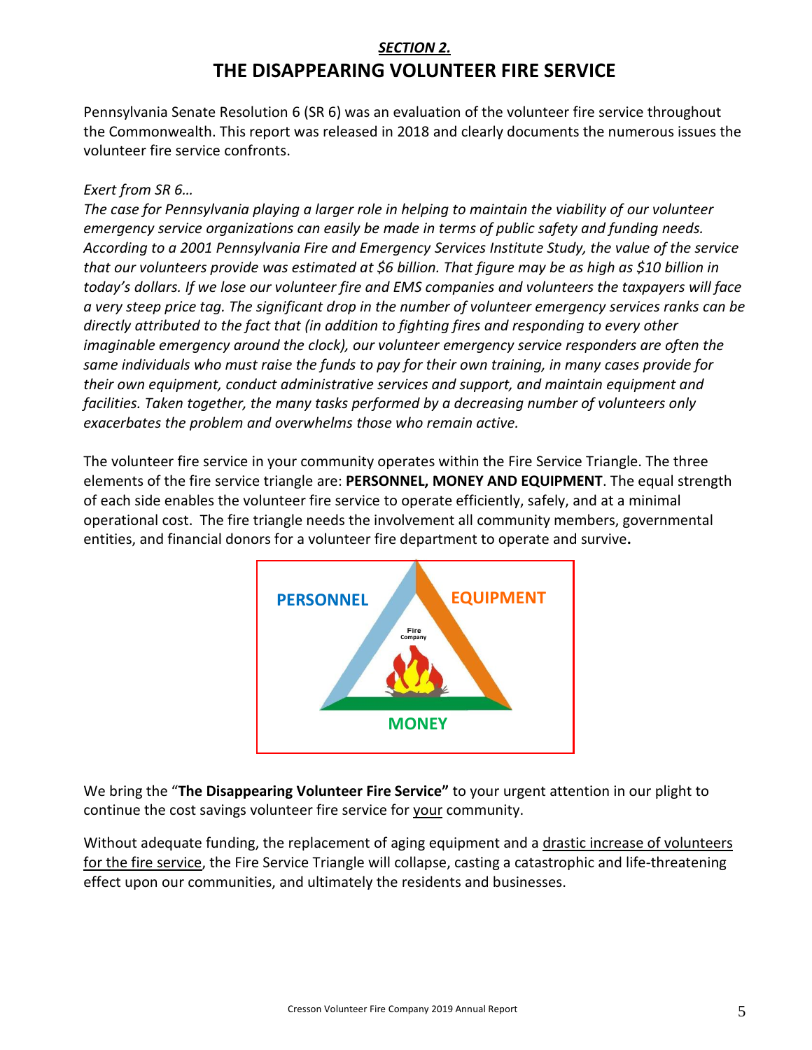## *SECTION 2.*

# THE DISAPPEARING VOLUNTEER FIRE SERVICE

Pennsylvania Senate Resolution 6 (SR 6) was an evaluation of the volunteer fire service throughout the Commonwealth. This report was released in 2018 and clearly documents the numerous issues the volunteer fire service confronts.

*Exert from SR 6…*

*The case for Pennsylvania playing a larger role in helping to maintain the viability of our volunteer emergency service organizations can easily be made in terms of public safety and funding needs. According to a 2001 Pennsylvania Fire and Emergency Services Institute Study, the value of the service that our volunteers provide was estimated at $6 billion. That figure may be as high as $10 billion in today's dollars. If we lose our volunteer fire and EMS companies and volunteers the taxpayers will face a very steep price tag. The significant drop in the number of volunteer emergency services ranks can be directly attributed to the fact that (in addition to fighting fires and responding to every other imaginable emergency around the clock), our volunteer emergency service responders are often the same individuals who must raise the funds to pay for their own training, in many cases provide for their own equipment, conduct administrative services and support, and maintain equipment and facilities. Taken together, the many tasks performed by a decreasing number of volunteers only exacerbates the problem and overwhelms those who remain active.*

The volunteer fire service in your community operates within the Fire Service Triangle. The three elements of the fire service triangle are: **PERSONNEL, MONEY AND EQUIPMENT**. The equal strength of each side enables the volunteer fire service to operate efficiently, safely, and at a minimal operational cost. The fire triangle needs the involvement all community members, governmental entities, and financial donors for a volunteer fire department to operate and survive**.**

PERSONNEL — EQUIPMENT — MONEY

Fire Company

We bring the "**The Disappearing Volunteer Fire Service"** to your urgent attention in our plight to continue the cost savings volunteer fire service for your community.

Without adequate funding, the replacement of aging equipment and a drastic increase of volunteers for the fire service, the Fire Service Triangle will collapse, casting a catastrophic and life-threatening effect upon our communities, and ultimately the residents and businesses.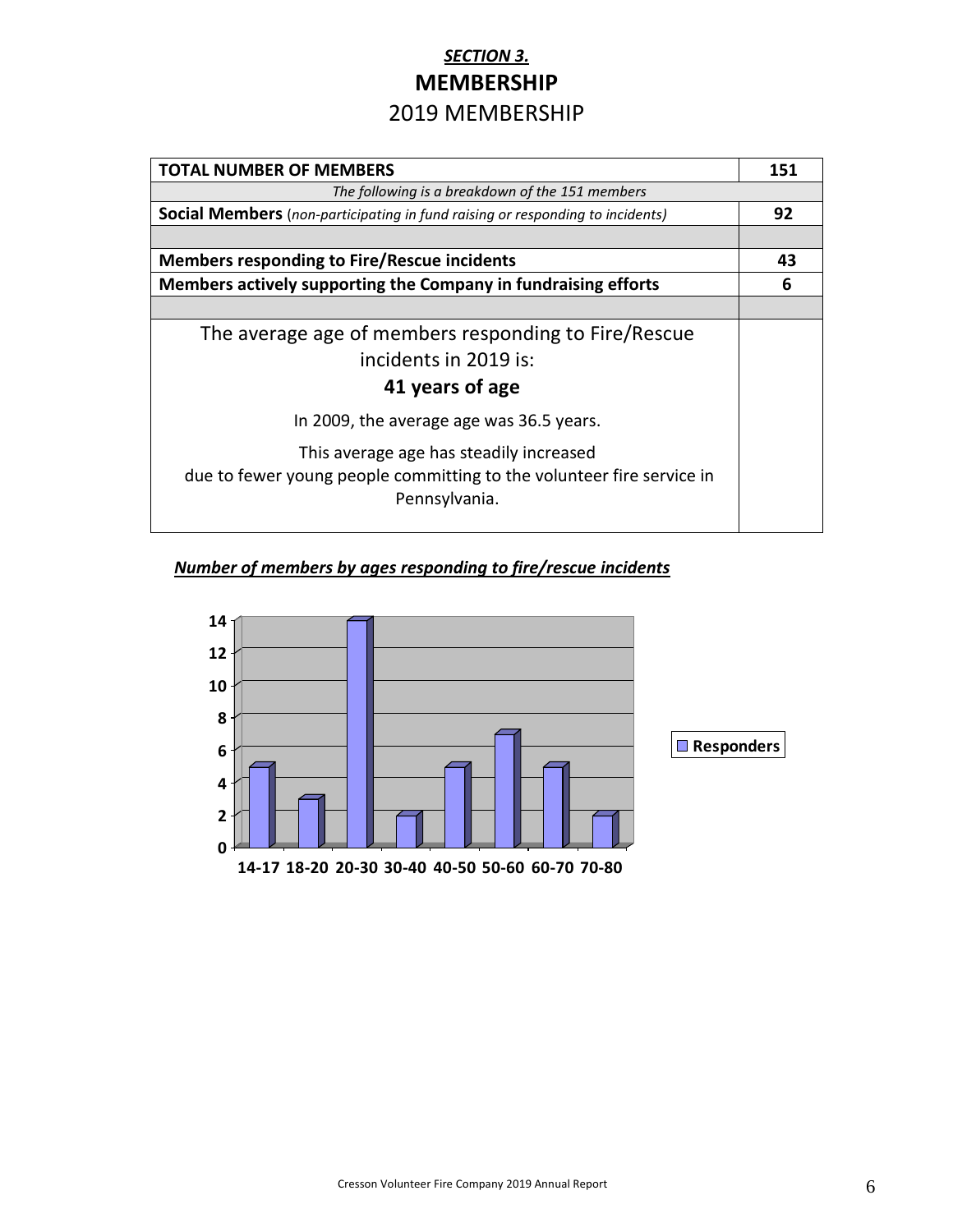## *SECTION 3.*

# MEMBERSHIP

## 2019 MEMBERSHIP

| **TOTAL NUMBER OF MEMBERS** | **151** |
| --- | --- |
| *The following is a breakdown of the 151 members* | |
| **Social Members** (*non-participating in fund raising or responding to incidents)* | **92** |
| | |
| **Members responding to Fire/Rescue incidents** | **43** |
| **Members actively supporting the Company in fundraising efforts** | **6** |
| | |
| The average age of members responding to Fire/Rescue incidents in 2019 is: **41 years of age** In 2009, the average age was 36.5 years. This average age has steadily increased due to fewer young people committing to the volunteer fire service in Pennsylvania. | |

***Number of members by ages responding to fire/rescue incidents***

| Age | Responders |
| --- | --- |
| 14-17 | 5 |
| 18-20 | 3 |
| 20-30 | 14 |
| 30-40 | 2 |
| 40-50 | 5 |
| 50-60 | 7 |
| 60-70 | 5 |
| 70-80 | 2 |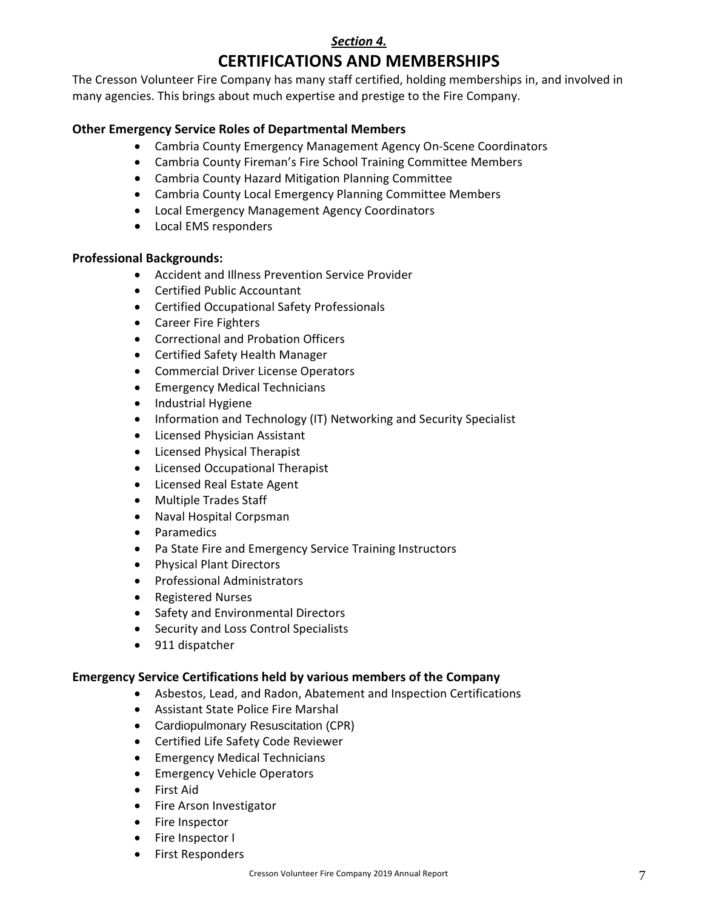*Section 4.*

# CERTIFICATIONS AND MEMBERSHIPS

The Cresson Volunteer Fire Company has many staff certified, holding memberships in, and involved in many agencies. This brings about much expertise and prestige to the Fire Company.

### Other Emergency Service Roles of Departmental Members

- Cambria County Emergency Management Agency On-Scene Coordinators
- Cambria County Fireman's Fire School Training Committee Members
- Cambria County Hazard Mitigation Planning Committee
- Cambria County Local Emergency Planning Committee Members
- Local Emergency Management Agency Coordinators
- Local EMS responders

### Professional Backgrounds:

- Accident and Illness Prevention Service Provider
- Certified Public Accountant
- Certified Occupational Safety Professionals
- Career Fire Fighters
- Correctional and Probation Officers
- Certified Safety Health Manager
- Commercial Driver License Operators
- Emergency Medical Technicians
- Industrial Hygiene
- Information and Technology (IT) Networking and Security Specialist
- Licensed Physician Assistant
- Licensed Physical Therapist
- Licensed Occupational Therapist
- Licensed Real Estate Agent
- Multiple Trades Staff
- Naval Hospital Corpsman
- Paramedics
- Pa State Fire and Emergency Service Training Instructors
- Physical Plant Directors
- Professional Administrators
- Registered Nurses
- Safety and Environmental Directors
- Security and Loss Control Specialists
- 911 dispatcher

### Emergency Service Certifications held by various members of the Company

- Asbestos, Lead, and Radon, Abatement and Inspection Certifications
- Assistant State Police Fire Marshal
- Cardiopulmonary Resuscitation (CPR)
- Certified Life Safety Code Reviewer
- Emergency Medical Technicians
- Emergency Vehicle Operators
- First Aid
- Fire Arson Investigator
- Fire Inspector
- Fire Inspector I
- First Responders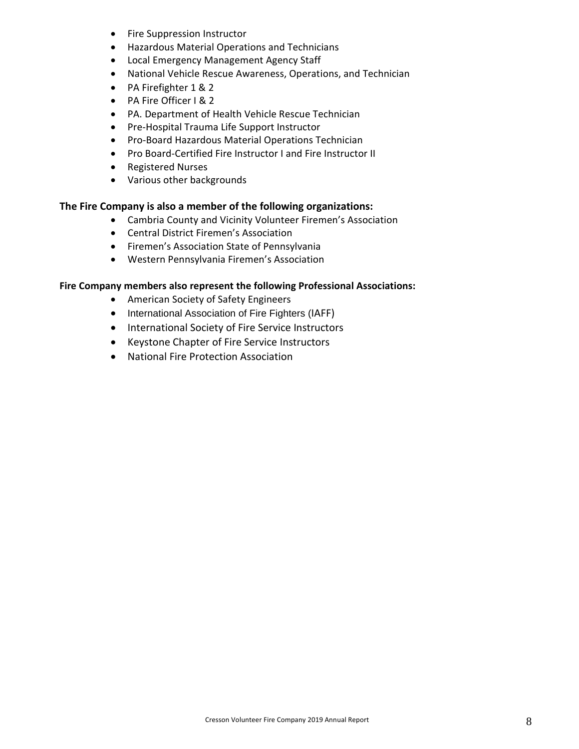- Fire Suppression Instructor
- Hazardous Material Operations and Technicians
- Local Emergency Management Agency Staff
- National Vehicle Rescue Awareness, Operations, and Technician
- PA Firefighter 1 & 2
- PA Fire Officer I & 2
- PA. Department of Health Vehicle Rescue Technician
- Pre-Hospital Trauma Life Support Instructor
- Pro-Board Hazardous Material Operations Technician
- Pro Board-Certified Fire Instructor I and Fire Instructor II
- Registered Nurses
- Various other backgrounds

**The Fire Company is also a member of the following organizations:**

- Cambria County and Vicinity Volunteer Firemen's Association
- Central District Firemen's Association
- Firemen's Association State of Pennsylvania
- Western Pennsylvania Firemen's Association

**Fire Company members also represent the following Professional Associations:**

- American Society of Safety Engineers
- International Association of Fire Fighters (IAFF)
- International Society of Fire Service Instructors
- Keystone Chapter of Fire Service Instructors
- National Fire Protection Association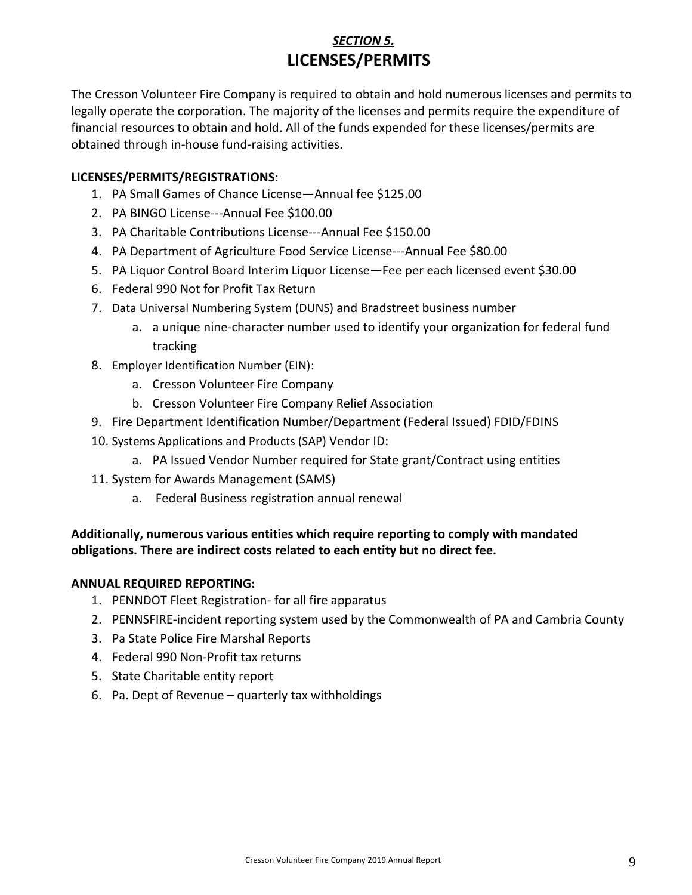## *SECTION 5.*

# LICENSES/PERMITS

The Cresson Volunteer Fire Company is required to obtain and hold numerous licenses and permits to legally operate the corporation. The majority of the licenses and permits require the expenditure of financial resources to obtain and hold. All of the funds expended for these licenses/permits are obtained through in-house fund-raising activities.

**LICENSES/PERMITS/REGISTRATIONS**:

1. PA Small Games of Chance License—Annual fee $125.00
2. PA BINGO License---Annual Fee $100.00
3. PA Charitable Contributions License---Annual Fee $150.00
4. PA Department of Agriculture Food Service License---Annual Fee $80.00
5. PA Liquor Control Board Interim Liquor License—Fee per each licensed event $30.00
6. Federal 990 Not for Profit Tax Return
7. Data Universal Numbering System (DUNS) and Bradstreet business number
   a. a unique nine-character number used to identify your organization for federal fund tracking
8. Employer Identification Number (EIN):
   a. Cresson Volunteer Fire Company
   b. Cresson Volunteer Fire Company Relief Association
9. Fire Department Identification Number/Department (Federal Issued) FDID/FDINS
10. Systems Applications and Products (SAP) Vendor ID:
    a. PA Issued Vendor Number required for State grant/Contract using entities
11. System for Awards Management (SAMS)
    a. Federal Business registration annual renewal

**Additionally, numerous various entities which require reporting to comply with mandated obligations. There are indirect costs related to each entity but no direct fee.**

**ANNUAL REQUIRED REPORTING:**

1. PENNDOT Fleet Registration- for all fire apparatus
2. PENNSFIRE-incident reporting system used by the Commonwealth of PA and Cambria County
3. Pa State Police Fire Marshal Reports
4. Federal 990 Non-Profit tax returns
5. State Charitable entity report
6. Pa. Dept of Revenue – quarterly tax withholdings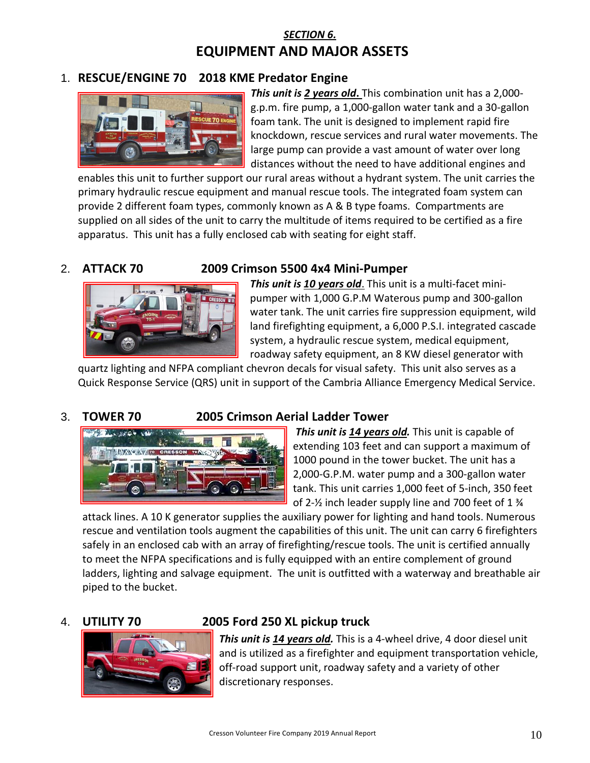## *SECTION 6.*

# EQUIPMENT AND MAJOR ASSETS

1. **RESCUE/ENGINE 70 2018 KME Predator Engine**

***This unit is 2 years old.*** This combination unit has a 2,000-g.p.m. fire pump, a 1,000-gallon water tank and a 30-gallon foam tank. The unit is designed to implement rapid fire knockdown, rescue services and rural water movements. The large pump can provide a vast amount of water over long distances without the need to have additional engines and enables this unit to further support our rural areas without a hydrant system. The unit carries the primary hydraulic rescue equipment and manual rescue tools. The integrated foam system can provide 2 different foam types, commonly known as A & B type foams. Compartments are supplied on all sides of the unit to carry the multitude of items required to be certified as a fire apparatus. This unit has a fully enclosed cab with seating for eight staff.

2. **ATTACK 70 2009 Crimson 5500 4x4 Mini-Pumper**

***This unit is 10 years old***. This unit is a multi-facet mini-pumper with 1,000 G.P.M Waterous pump and 300-gallon water tank. The unit carries fire suppression equipment, wild land firefighting equipment, a 6,000 P.S.I. integrated cascade system, a hydraulic rescue system, medical equipment, roadway safety equipment, an 8 KW diesel generator with quartz lighting and NFPA compliant chevron decals for visual safety. This unit also serves as a Quick Response Service (QRS) unit in support of the Cambria Alliance Emergency Medical Service.

3. **TOWER 70 2005 Crimson Aerial Ladder Tower**

***This unit is 14 years old.*** This unit is capable of extending 103 feet and can support a maximum of 1000 pound in the tower bucket. The unit has a 2,000-G.P.M. water pump and a 300-gallon water tank. This unit carries 1,000 feet of 5-inch, 350 feet of 2-½ inch leader supply line and 700 feet of 1 ¾ attack lines. A 10 K generator supplies the auxiliary power for lighting and hand tools. Numerous rescue and ventilation tools augment the capabilities of this unit. The unit can carry 6 firefighters safely in an enclosed cab with an array of firefighting/rescue tools. The unit is certified annually to meet the NFPA specifications and is fully equipped with an entire complement of ground ladders, lighting and salvage equipment. The unit is outfitted with a waterway and breathable air piped to the bucket.

4. **UTILITY 70 2005 Ford 250 XL pickup truck**

***This unit is 14 years old.*** This is a 4-wheel drive, 4 door diesel unit and is utilized as a firefighter and equipment transportation vehicle, off-road support unit, roadway safety and a variety of other discretionary responses.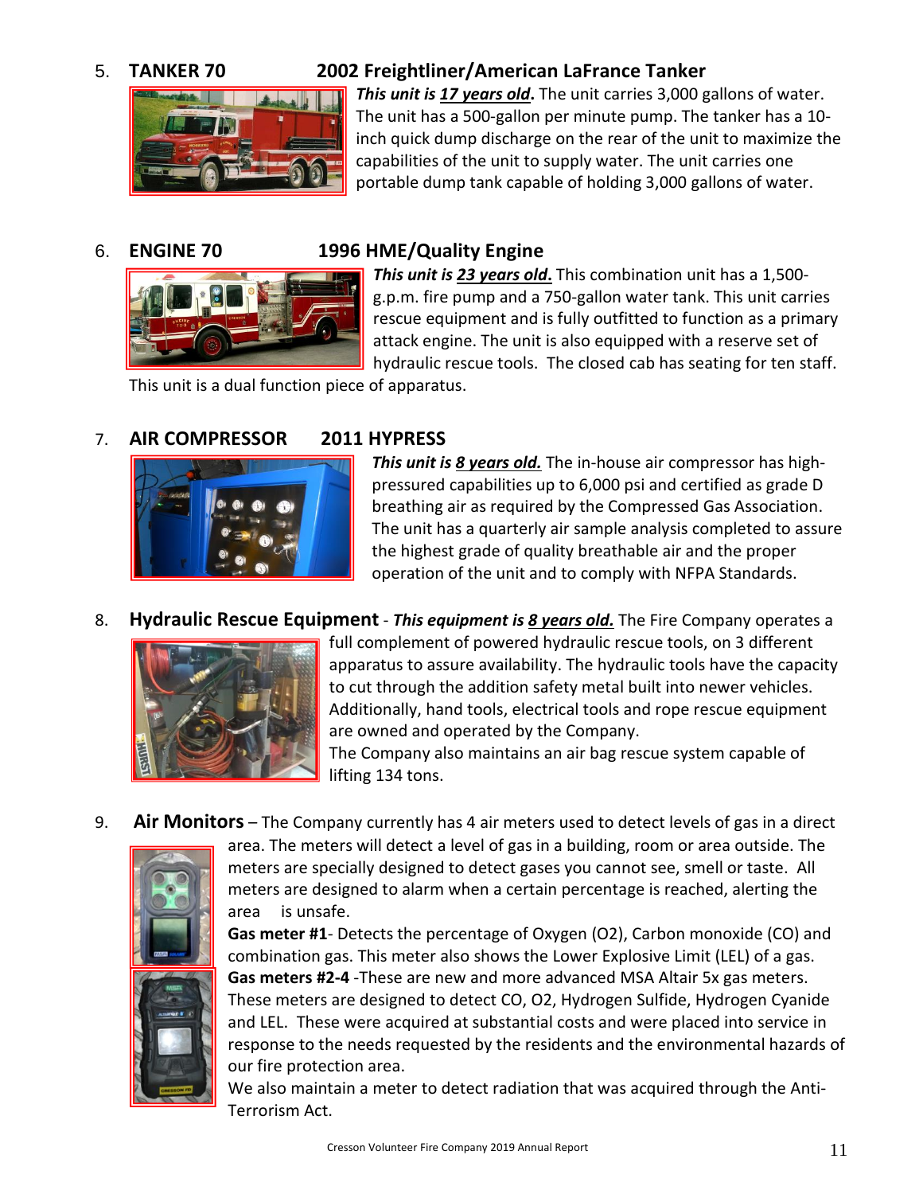5. **TANKER 70** **2002 Freightliner/American LaFrance Tanker**

***This unit is 17 years old.*** The unit carries 3,000 gallons of water. The unit has a 500-gallon per minute pump. The tanker has a 10-inch quick dump discharge on the rear of the unit to maximize the capabilities of the unit to supply water. The unit carries one portable dump tank capable of holding 3,000 gallons of water.

6. **ENGINE 70** **1996 HME/Quality Engine**

***This unit is 23 years old.*** This combination unit has a 1,500-g.p.m. fire pump and a 750-gallon water tank. This unit carries rescue equipment and is fully outfitted to function as a primary attack engine. The unit is also equipped with a reserve set of hydraulic rescue tools. The closed cab has seating for ten staff. This unit is a dual function piece of apparatus.

7. **AIR COMPRESSOR** **2011 HYPRESS**

***This unit is 8 years old.*** The in-house air compressor has high-pressured capabilities up to 6,000 psi and certified as grade D breathing air as required by the Compressed Gas Association. The unit has a quarterly air sample analysis completed to assure the highest grade of quality breathable air and the proper operation of the unit and to comply with NFPA Standards.

8. **Hydraulic Rescue Equipment** - ***This equipment is 8 years old.*** The Fire Company operates a full complement of powered hydraulic rescue tools, on 3 different apparatus to assure availability. The hydraulic tools have the capacity to cut through the addition safety metal built into newer vehicles. Additionally, hand tools, electrical tools and rope rescue equipment are owned and operated by the Company.
The Company also maintains an air bag rescue system capable of lifting 134 tons.

9. **Air Monitors** – The Company currently has 4 air meters used to detect levels of gas in a direct area. The meters will detect a level of gas in a building, room or area outside. The meters are specially designed to detect gases you cannot see, smell or taste. All meters are designed to alarm when a certain percentage is reached, alerting the area is unsafe.
**Gas meter #1**- Detects the percentage of Oxygen ($O_2$), Carbon monoxide (CO) and combination gas. This meter also shows the Lower Explosive Limit (LEL) of a gas.
**Gas meters #2-4** -These are new and more advanced MSA Altair 5x gas meters. These meters are designed to detect CO, $O_2$, Hydrogen Sulfide, Hydrogen Cyanide and LEL. These were acquired at substantial costs and were placed into service in response to the needs requested by the residents and the environmental hazards of our fire protection area.
We also maintain a meter to detect radiation that was acquired through the Anti-Terrorism Act.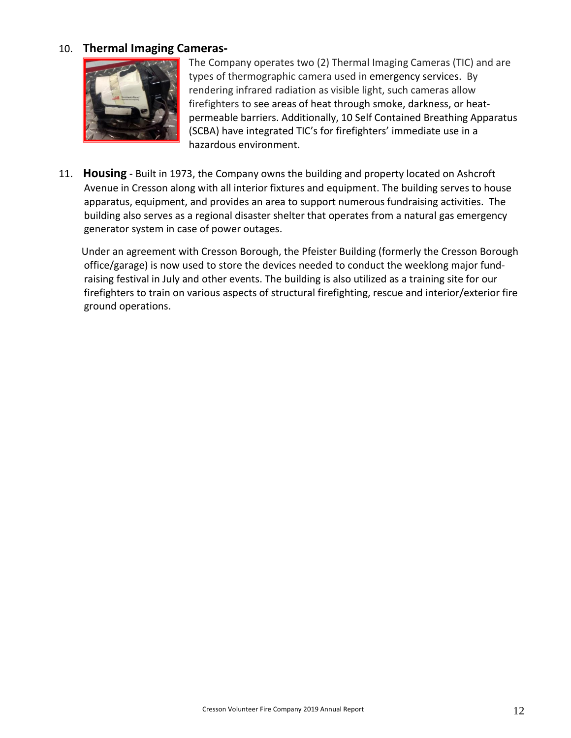10. **Thermal Imaging Cameras-**

The Company operates two (2) Thermal Imaging Cameras (TIC) and are types of thermographic camera used in emergency services. By rendering infrared radiation as visible light, such cameras allow firefighters to see areas of heat through smoke, darkness, or heat-permeable barriers. Additionally, 10 Self Contained Breathing Apparatus (SCBA) have integrated TIC's for firefighters' immediate use in a hazardous environment.

11. **Housing** - Built in 1973, the Company owns the building and property located on Ashcroft Avenue in Cresson along with all interior fixtures and equipment. The building serves to house apparatus, equipment, and provides an area to support numerous fundraising activities. The building also serves as a regional disaster shelter that operates from a natural gas emergency generator system in case of power outages.

Under an agreement with Cresson Borough, the Pfeister Building (formerly the Cresson Borough office/garage) is now used to store the devices needed to conduct the weeklong major fund-raising festival in July and other events. The building is also utilized as a training site for our firefighters to train on various aspects of structural firefighting, rescue and interior/exterior fire ground operations.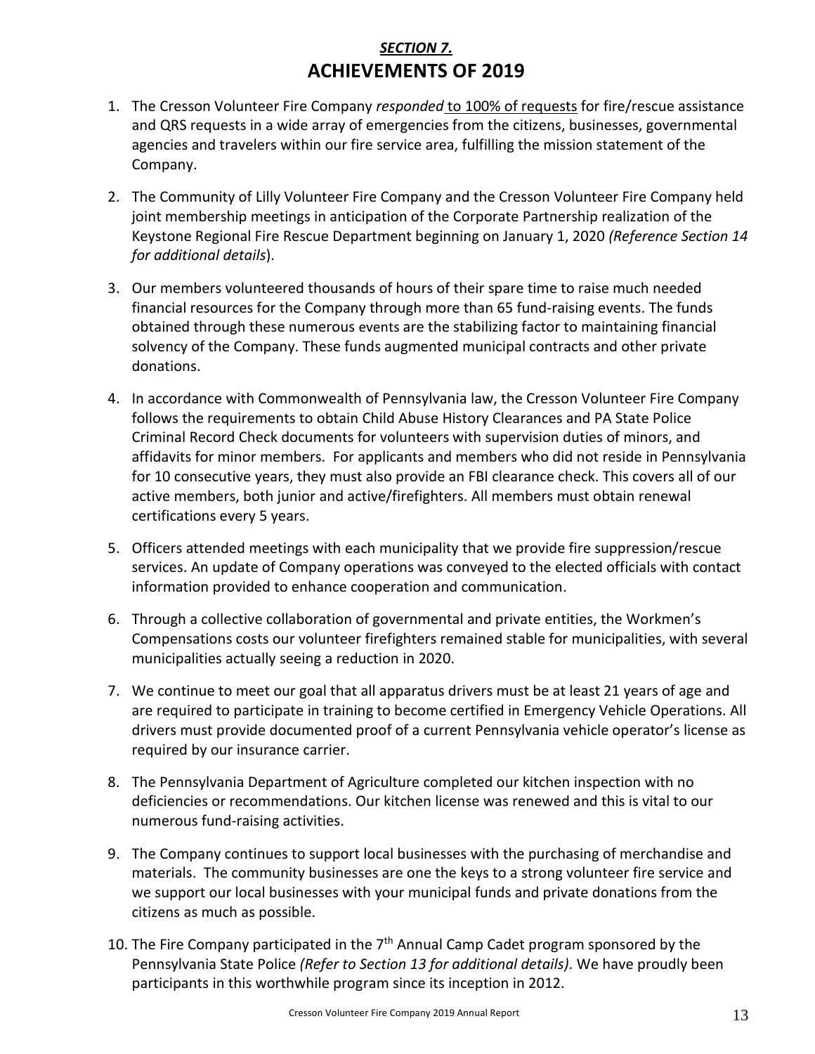## *SECTION 7.*

# ACHIEVEMENTS OF 2019

1. The Cresson Volunteer Fire Company *responded* to 100% of requests for fire/rescue assistance and QRS requests in a wide array of emergencies from the citizens, businesses, governmental agencies and travelers within our fire service area, fulfilling the mission statement of the Company.

2. The Community of Lilly Volunteer Fire Company and the Cresson Volunteer Fire Company held joint membership meetings in anticipation of the Corporate Partnership realization of the Keystone Regional Fire Rescue Department beginning on January 1, 2020 *(Reference Section 14 for additional details*).

3. Our members volunteered thousands of hours of their spare time to raise much needed financial resources for the Company through more than 65 fund-raising events. The funds obtained through these numerous events are the stabilizing factor to maintaining financial solvency of the Company. These funds augmented municipal contracts and other private donations.

4. In accordance with Commonwealth of Pennsylvania law, the Cresson Volunteer Fire Company follows the requirements to obtain Child Abuse History Clearances and PA State Police Criminal Record Check documents for volunteers with supervision duties of minors, and affidavits for minor members. For applicants and members who did not reside in Pennsylvania for 10 consecutive years, they must also provide an FBI clearance check. This covers all of our active members, both junior and active/firefighters. All members must obtain renewal certifications every 5 years.

5. Officers attended meetings with each municipality that we provide fire suppression/rescue services. An update of Company operations was conveyed to the elected officials with contact information provided to enhance cooperation and communication.

6. Through a collective collaboration of governmental and private entities, the Workmen's Compensations costs our volunteer firefighters remained stable for municipalities, with several municipalities actually seeing a reduction in 2020.

7. We continue to meet our goal that all apparatus drivers must be at least 21 years of age and are required to participate in training to become certified in Emergency Vehicle Operations. All drivers must provide documented proof of a current Pennsylvania vehicle operator's license as required by our insurance carrier.

8. The Pennsylvania Department of Agriculture completed our kitchen inspection with no deficiencies or recommendations. Our kitchen license was renewed and this is vital to our numerous fund-raising activities.

9. The Company continues to support local businesses with the purchasing of merchandise and materials. The community businesses are one the keys to a strong volunteer fire service and we support our local businesses with your municipal funds and private donations from the citizens as much as possible.

10. The Fire Company participated in the 7th Annual Camp Cadet program sponsored by the Pennsylvania State Police *(Refer to Section 13 for additional details)*. We have proudly been participants in this worthwhile program since its inception in 2012.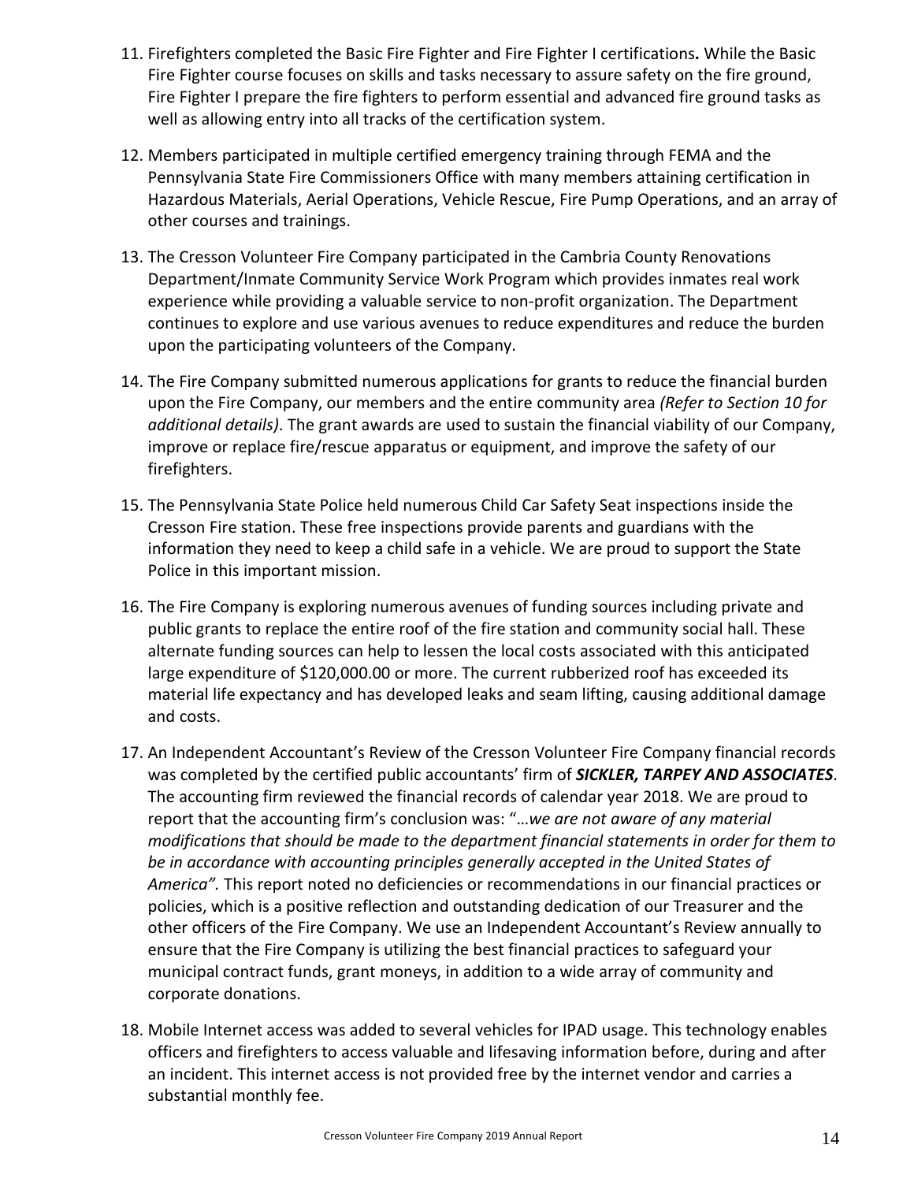11. Firefighters completed the Basic Fire Fighter and Fire Fighter I certifications**.** While the Basic Fire Fighter course focuses on skills and tasks necessary to assure safety on the fire ground, Fire Fighter I prepare the fire fighters to perform essential and advanced fire ground tasks as well as allowing entry into all tracks of the certification system.

12. Members participated in multiple certified emergency training through FEMA and the Pennsylvania State Fire Commissioners Office with many members attaining certification in Hazardous Materials, Aerial Operations, Vehicle Rescue, Fire Pump Operations, and an array of other courses and trainings.

13. The Cresson Volunteer Fire Company participated in the Cambria County Renovations Department/Inmate Community Service Work Program which provides inmates real work experience while providing a valuable service to non-profit organization. The Department continues to explore and use various avenues to reduce expenditures and reduce the burden upon the participating volunteers of the Company.

14. The Fire Company submitted numerous applications for grants to reduce the financial burden upon the Fire Company, our members and the entire community area *(Refer to Section 10 for additional details)*. The grant awards are used to sustain the financial viability of our Company, improve or replace fire/rescue apparatus or equipment, and improve the safety of our firefighters.

15. The Pennsylvania State Police held numerous Child Car Safety Seat inspections inside the Cresson Fire station. These free inspections provide parents and guardians with the information they need to keep a child safe in a vehicle. We are proud to support the State Police in this important mission.

16. The Fire Company is exploring numerous avenues of funding sources including private and public grants to replace the entire roof of the fire station and community social hall. These alternate funding sources can help to lessen the local costs associated with this anticipated large expenditure of $120,000.00 or more. The current rubberized roof has exceeded its material life expectancy and has developed leaks and seam lifting, causing additional damage and costs.

17. An Independent Accountant's Review of the Cresson Volunteer Fire Company financial records was completed by the certified public accountants' firm of ***SICKLER, TARPEY AND ASSOCIATES***. The accounting firm reviewed the financial records of calendar year 2018. We are proud to report that the accounting firm's conclusion was: "*…we are not aware of any material modifications that should be made to the department financial statements in order for them to be in accordance with accounting principles generally accepted in the United States of America".* This report noted no deficiencies or recommendations in our financial practices or policies, which is a positive reflection and outstanding dedication of our Treasurer and the other officers of the Fire Company. We use an Independent Accountant's Review annually to ensure that the Fire Company is utilizing the best financial practices to safeguard your municipal contract funds, grant moneys, in addition to a wide array of community and corporate donations.

18. Mobile Internet access was added to several vehicles for IPAD usage. This technology enables officers and firefighters to access valuable and lifesaving information before, during and after an incident. This internet access is not provided free by the internet vendor and carries a substantial monthly fee.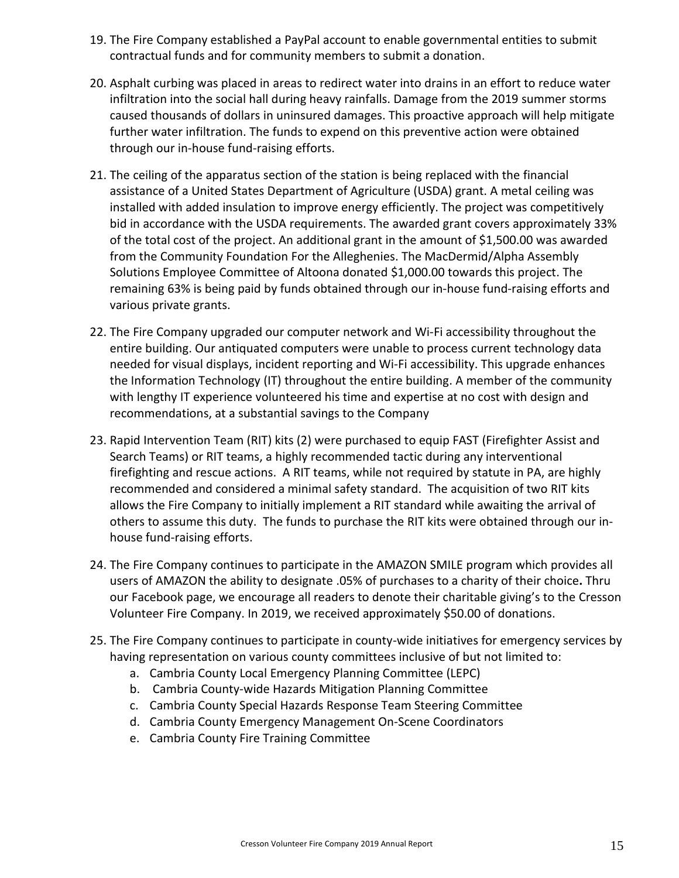19. The Fire Company established a PayPal account to enable governmental entities to submit contractual funds and for community members to submit a donation.

20. Asphalt curbing was placed in areas to redirect water into drains in an effort to reduce water infiltration into the social hall during heavy rainfalls. Damage from the 2019 summer storms caused thousands of dollars in uninsured damages. This proactive approach will help mitigate further water infiltration. The funds to expend on this preventive action were obtained through our in-house fund-raising efforts.

21. The ceiling of the apparatus section of the station is being replaced with the financial assistance of a United States Department of Agriculture (USDA) grant. A metal ceiling was installed with added insulation to improve energy efficiently. The project was competitively bid in accordance with the USDA requirements. The awarded grant covers approximately 33% of the total cost of the project. An additional grant in the amount of $1,500.00 was awarded from the Community Foundation For the Alleghenies. The MacDermid/Alpha Assembly Solutions Employee Committee of Altoona donated $1,000.00 towards this project. The remaining 63% is being paid by funds obtained through our in-house fund-raising efforts and various private grants.

22. The Fire Company upgraded our computer network and Wi-Fi accessibility throughout the entire building. Our antiquated computers were unable to process current technology data needed for visual displays, incident reporting and Wi-Fi accessibility. This upgrade enhances the Information Technology (IT) throughout the entire building. A member of the community with lengthy IT experience volunteered his time and expertise at no cost with design and recommendations, at a substantial savings to the Company

23. Rapid Intervention Team (RIT) kits (2) were purchased to equip FAST (Firefighter Assist and Search Teams) or RIT teams, a highly recommended tactic during any interventional firefighting and rescue actions. A RIT teams, while not required by statute in PA, are highly recommended and considered a minimal safety standard. The acquisition of two RIT kits allows the Fire Company to initially implement a RIT standard while awaiting the arrival of others to assume this duty. The funds to purchase the RIT kits were obtained through our in-house fund-raising efforts.

24. The Fire Company continues to participate in the AMAZON SMILE program which provides all users of AMAZON the ability to designate .05% of purchases to a charity of their choice**.** Thru our Facebook page, we encourage all readers to denote their charitable giving's to the Cresson Volunteer Fire Company. In 2019, we received approximately $50.00 of donations.

25. The Fire Company continues to participate in county-wide initiatives for emergency services by having representation on various county committees inclusive of but not limited to:
    a. Cambria County Local Emergency Planning Committee (LEPC)
    b. Cambria County-wide Hazards Mitigation Planning Committee
    c. Cambria County Special Hazards Response Team Steering Committee
    d. Cambria County Emergency Management On-Scene Coordinators
    e. Cambria County Fire Training Committee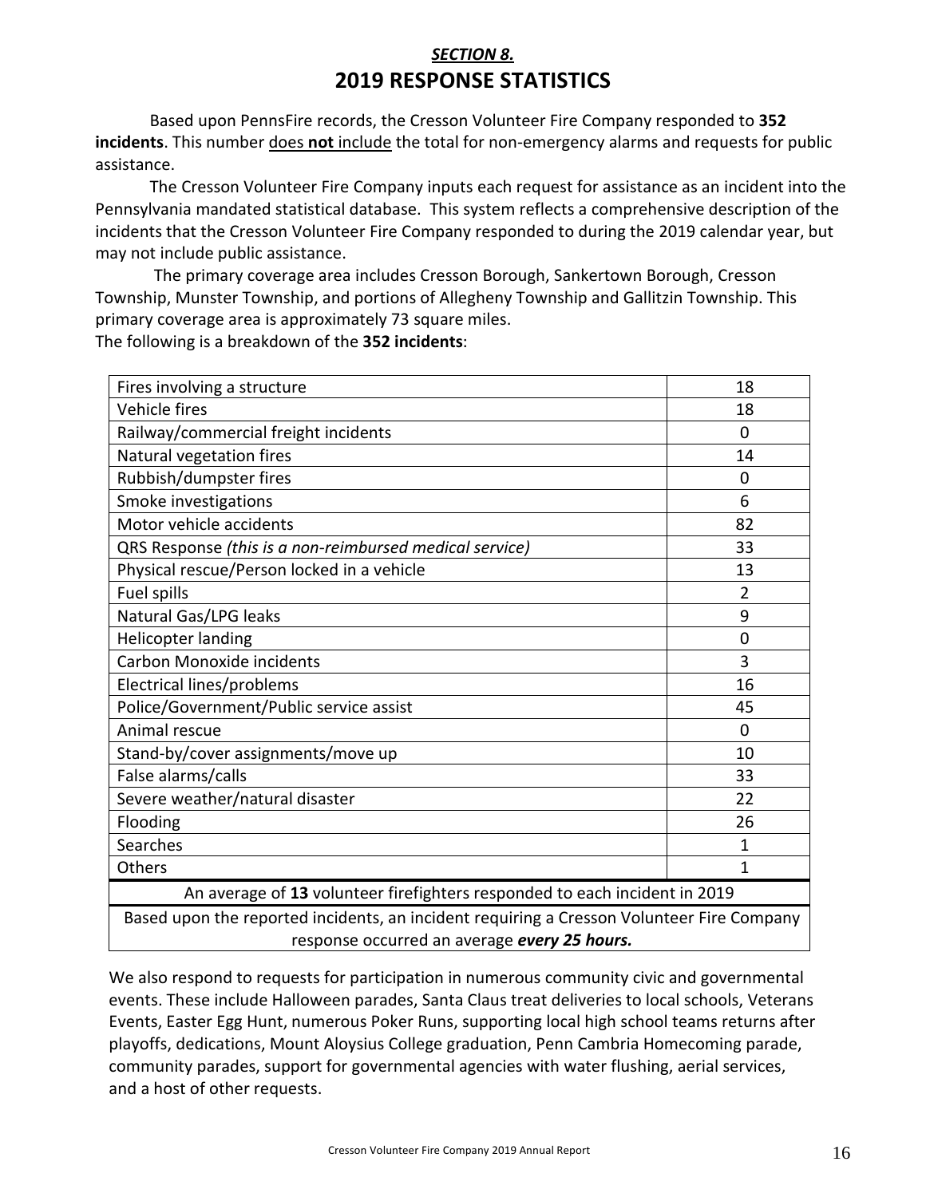## *SECTION 8.*

# 2019 RESPONSE STATISTICS

Based upon PennsFire records, the Cresson Volunteer Fire Company responded to **352 incidents**. This number does **not** include the total for non-emergency alarms and requests for public assistance.

The Cresson Volunteer Fire Company inputs each request for assistance as an incident into the Pennsylvania mandated statistical database. This system reflects a comprehensive description of the incidents that the Cresson Volunteer Fire Company responded to during the 2019 calendar year, but may not include public assistance.

The primary coverage area includes Cresson Borough, Sankertown Borough, Cresson Township, Munster Township, and portions of Allegheny Township and Gallitzin Township. This primary coverage area is approximately 73 square miles.

The following is a breakdown of the **352 incidents**:

| Incident Type | Count |
|---|---|
| Fires involving a structure | 18 |
| Vehicle fires | 18 |
| Railway/commercial freight incidents | 0 |
| Natural vegetation fires | 14 |
| Rubbish/dumpster fires | 0 |
| Smoke investigations | 6 |
| Motor vehicle accidents | 82 |
| QRS Response *(this is a non-reimbursed medical service)* | 33 |
| Physical rescue/Person locked in a vehicle | 13 |
| Fuel spills | 2 |
| Natural Gas/LPG leaks | 9 |
| Helicopter landing | 0 |
| Carbon Monoxide incidents | 3 |
| Electrical lines/problems | 16 |
| Police/Government/Public service assist | 45 |
| Animal rescue | 0 |
| Stand-by/cover assignments/move up | 10 |
| False alarms/calls | 33 |
| Severe weather/natural disaster | 22 |
| Flooding | 26 |
| Searches | 1 |
| Others | 1 |
| An average of **13** volunteer firefighters responded to each incident in 2019 | |
| Based upon the reported incidents, an incident requiring a Cresson Volunteer Fire Company response occurred an average ***every 25 hours.*** | |

We also respond to requests for participation in numerous community civic and governmental events. These include Halloween parades, Santa Claus treat deliveries to local schools, Veterans Events, Easter Egg Hunt, numerous Poker Runs, supporting local high school teams returns after playoffs, dedications, Mount Aloysius College graduation, Penn Cambria Homecoming parade, community parades, support for governmental agencies with water flushing, aerial services, and a host of other requests.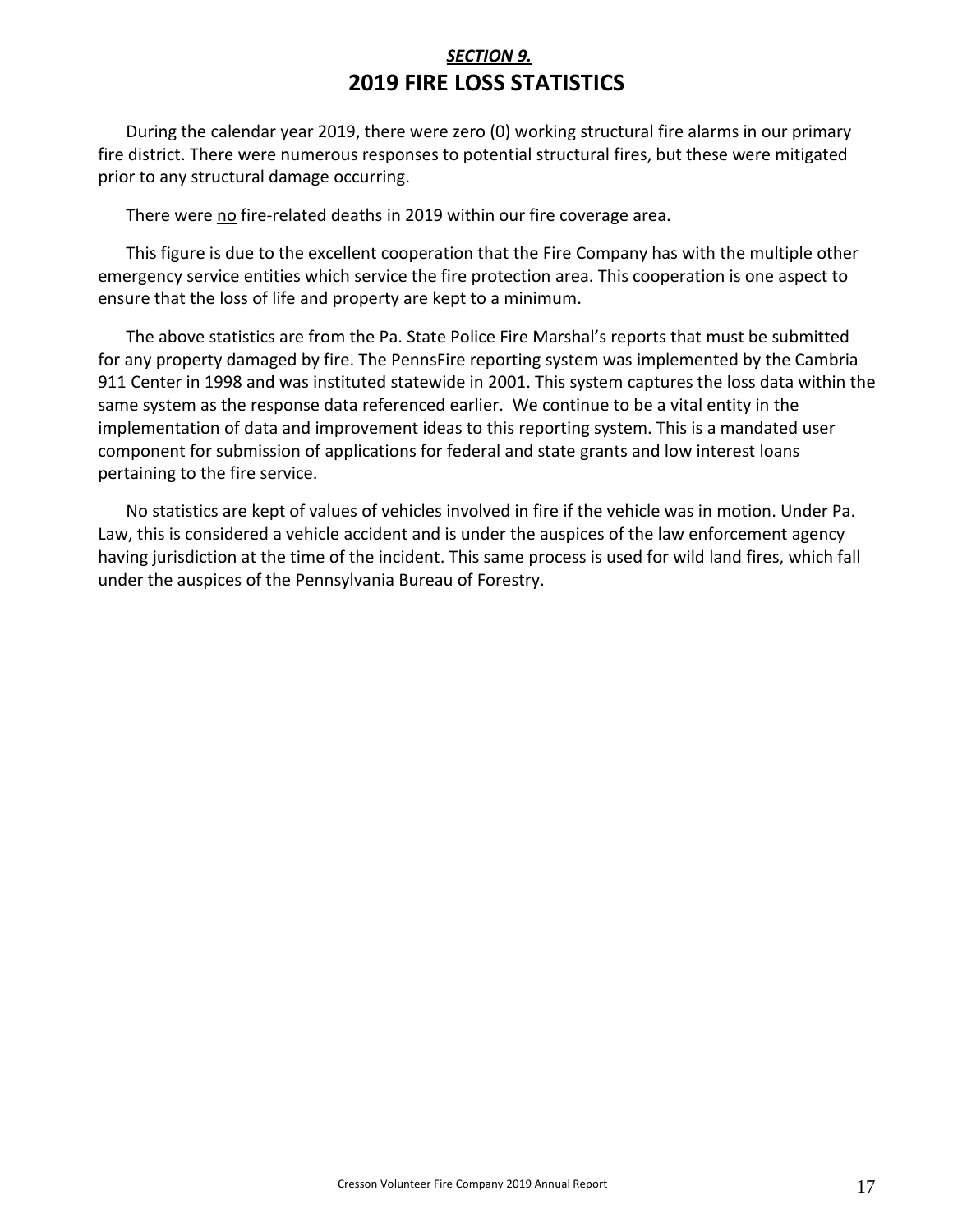## *SECTION 9.*

# 2019 FIRE LOSS STATISTICS

During the calendar year 2019, there were zero (0) working structural fire alarms in our primary fire district. There were numerous responses to potential structural fires, but these were mitigated prior to any structural damage occurring.

There were <u>no</u> fire-related deaths in 2019 within our fire coverage area.

This figure is due to the excellent cooperation that the Fire Company has with the multiple other emergency service entities which service the fire protection area. This cooperation is one aspect to ensure that the loss of life and property are kept to a minimum.

The above statistics are from the Pa. State Police Fire Marshal's reports that must be submitted for any property damaged by fire. The PennsFire reporting system was implemented by the Cambria 911 Center in 1998 and was instituted statewide in 2001. This system captures the loss data within the same system as the response data referenced earlier. We continue to be a vital entity in the implementation of data and improvement ideas to this reporting system. This is a mandated user component for submission of applications for federal and state grants and low interest loans pertaining to the fire service.

No statistics are kept of values of vehicles involved in fire if the vehicle was in motion. Under Pa. Law, this is considered a vehicle accident and is under the auspices of the law enforcement agency having jurisdiction at the time of the incident. This same process is used for wild land fires, which fall under the auspices of the Pennsylvania Bureau of Forestry.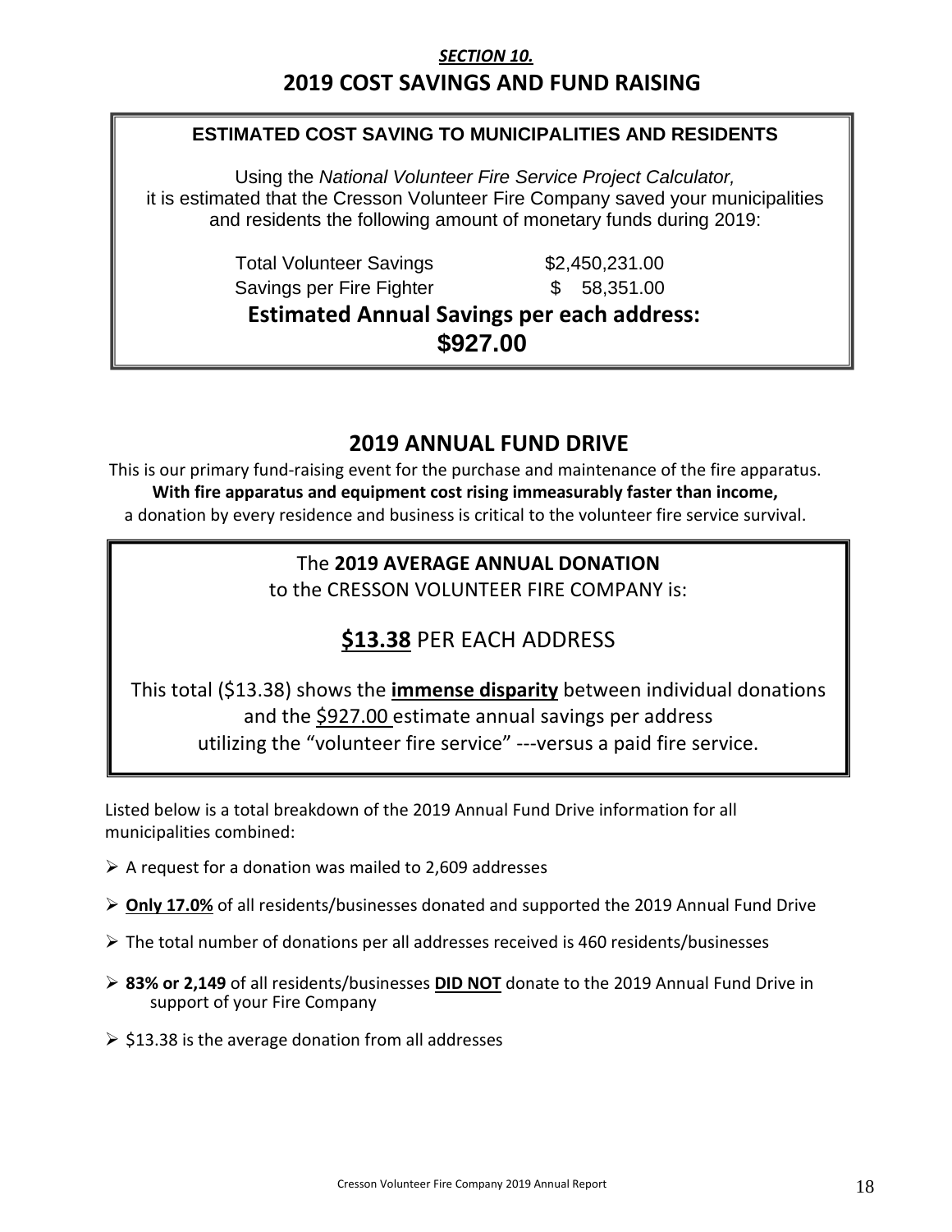***SECTION 10.***

## 2019 COST SAVINGS AND FUND RAISING

**ESTIMATED COST SAVING TO MUNICIPALITIES AND RESIDENTS**

Using the *National Volunteer Fire Service Project Calculator,* it is estimated that the Cresson Volunteer Fire Company saved your municipalities and residents the following amount of monetary funds during 2019:

| | |
|---|---|
| Total Volunteer Savings | $2,450,231.00 |
| Savings per Fire Fighter | $ 58,351.00 |

**Estimated Annual Savings per each address:**

**$927.00**

## 2019 ANNUAL FUND DRIVE

This is our primary fund-raising event for the purchase and maintenance of the fire apparatus.
**With fire apparatus and equipment cost rising immeasurably faster than income,**
a donation by every residence and business is critical to the volunteer fire service survival.

The **2019 AVERAGE ANNUAL DONATION**
to the CRESSON VOLUNTEER FIRE COMPANY is:

**$13.38** PER EACH ADDRESS

This total ($13.38) shows the **immense disparity** between individual donations and the $927.00 estimate annual savings per address utilizing the "volunteer fire service" ---versus a paid fire service.

Listed below is a total breakdown of the 2019 Annual Fund Drive information for all municipalities combined:

- A request for a donation was mailed to 2,609 addresses
- **Only 17.0%** of all residents/businesses donated and supported the 2019 Annual Fund Drive
- The total number of donations per all addresses received is 460 residents/businesses
- **83% or 2,149** of all residents/businesses **DID NOT** donate to the 2019 Annual Fund Drive in support of your Fire Company
- $13.38 is the average donation from all addresses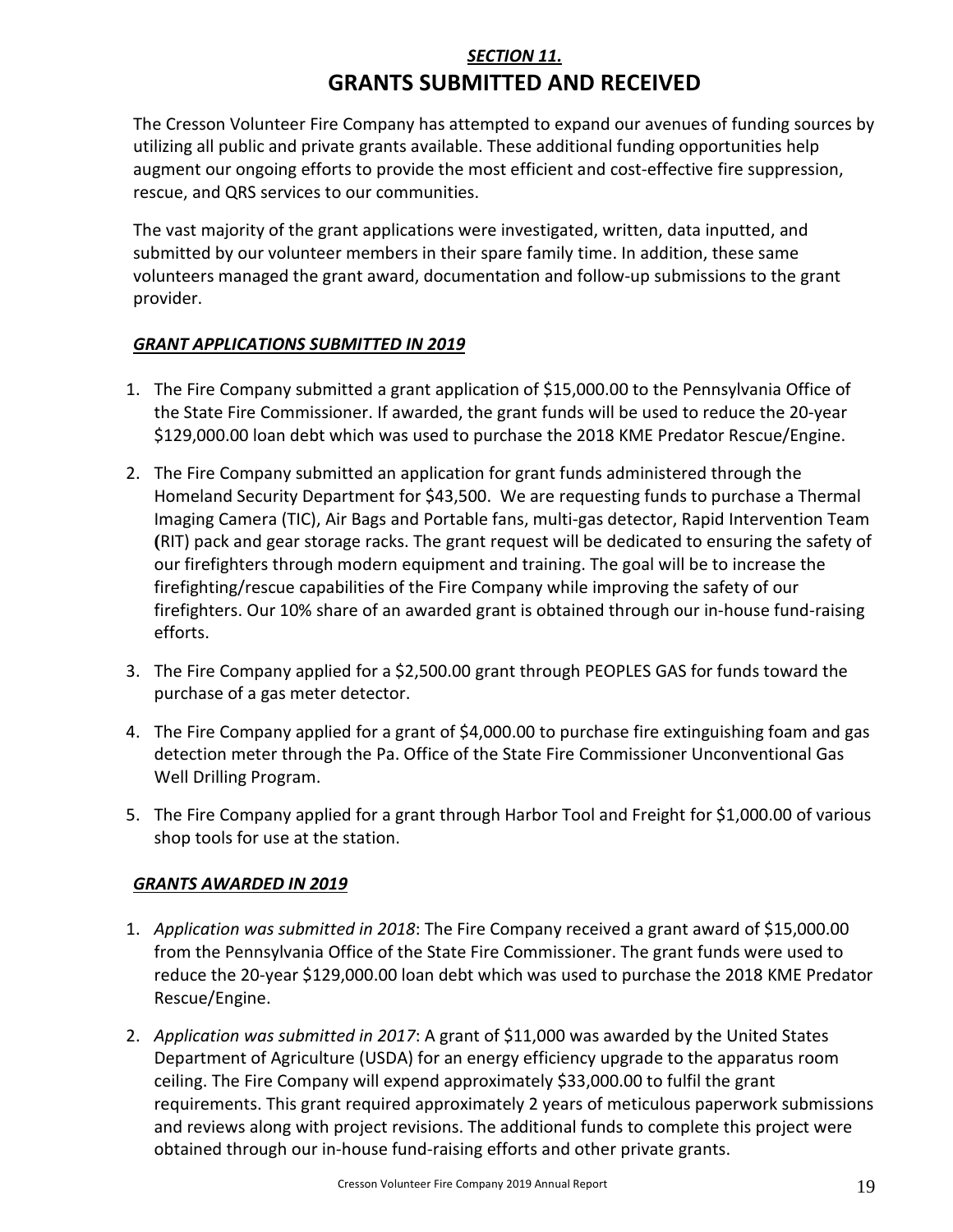## *SECTION 11.*

# GRANTS SUBMITTED AND RECEIVED

The Cresson Volunteer Fire Company has attempted to expand our avenues of funding sources by utilizing all public and private grants available. These additional funding opportunities help augment our ongoing efforts to provide the most efficient and cost-effective fire suppression, rescue, and QRS services to our communities.

The vast majority of the grant applications were investigated, written, data inputted, and submitted by our volunteer members in their spare family time. In addition, these same volunteers managed the grant award, documentation and follow-up submissions to the grant provider.

### *GRANT APPLICATIONS SUBMITTED IN 2019*

1. The Fire Company submitted a grant application of $15,000.00 to the Pennsylvania Office of the State Fire Commissioner. If awarded, the grant funds will be used to reduce the 20-year $129,000.00 loan debt which was used to purchase the 2018 KME Predator Rescue/Engine.
2. The Fire Company submitted an application for grant funds administered through the Homeland Security Department for $43,500. We are requesting funds to purchase a Thermal Imaging Camera (TIC), Air Bags and Portable fans, multi-gas detector, Rapid Intervention Team **(**RIT) pack and gear storage racks. The grant request will be dedicated to ensuring the safety of our firefighters through modern equipment and training. The goal will be to increase the firefighting/rescue capabilities of the Fire Company while improving the safety of our firefighters. Our 10% share of an awarded grant is obtained through our in-house fund-raising efforts.
3. The Fire Company applied for a $2,500.00 grant through PEOPLES GAS for funds toward the purchase of a gas meter detector.
4. The Fire Company applied for a grant of $4,000.00 to purchase fire extinguishing foam and gas detection meter through the Pa. Office of the State Fire Commissioner Unconventional Gas Well Drilling Program.
5. The Fire Company applied for a grant through Harbor Tool and Freight for $1,000.00 of various shop tools for use at the station.

### *GRANTS AWARDED IN 2019*

1. *Application was submitted in 2018*: The Fire Company received a grant award of $15,000.00 from the Pennsylvania Office of the State Fire Commissioner. The grant funds were used to reduce the 20-year $129,000.00 loan debt which was used to purchase the 2018 KME Predator Rescue/Engine.
2. *Application was submitted in 2017*: A grant of $11,000 was awarded by the United States Department of Agriculture (USDA) for an energy efficiency upgrade to the apparatus room ceiling. The Fire Company will expend approximately $33,000.00 to fulfil the grant requirements. This grant required approximately 2 years of meticulous paperwork submissions and reviews along with project revisions. The additional funds to complete this project were obtained through our in-house fund-raising efforts and other private grants.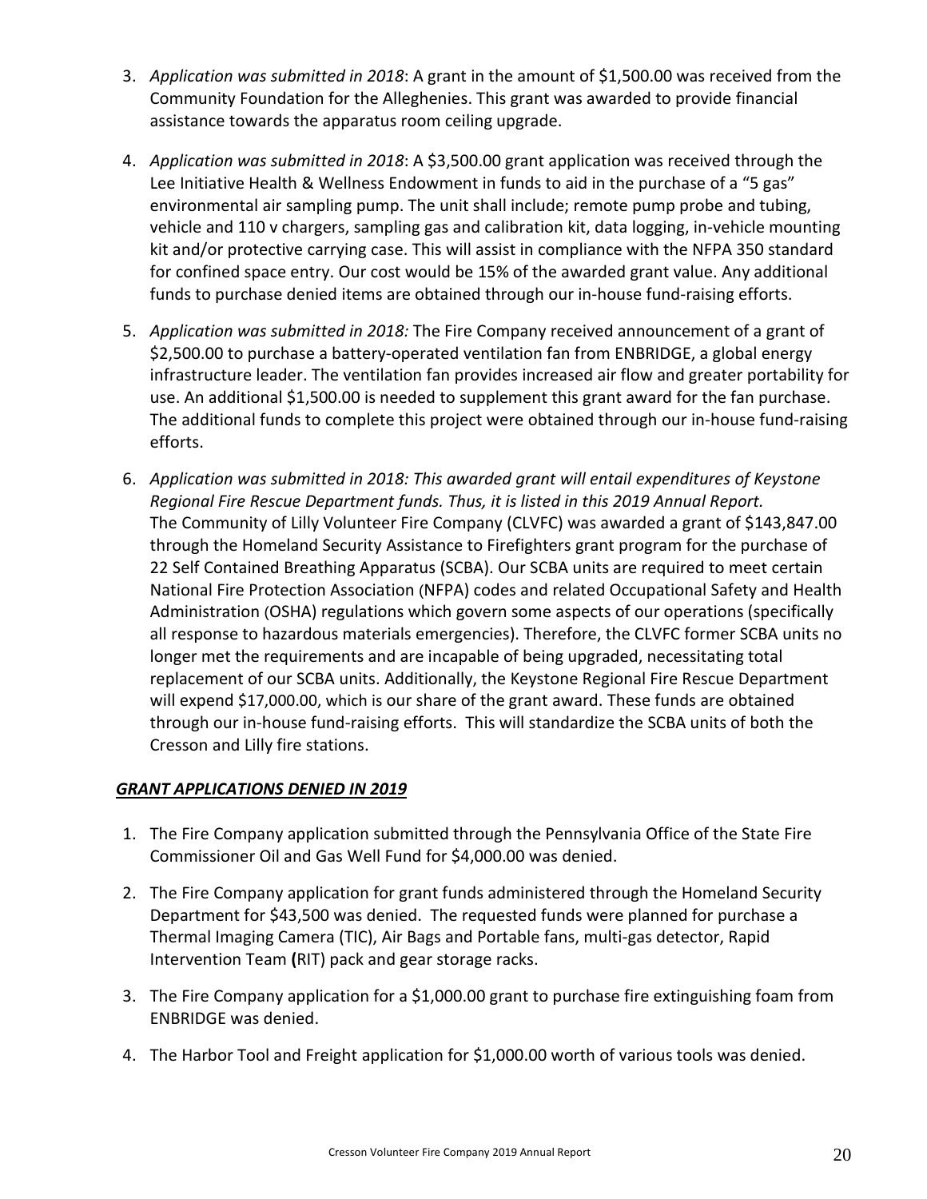3. *Application was submitted in 2018*: A grant in the amount of $1,500.00 was received from the Community Foundation for the Alleghenies. This grant was awarded to provide financial assistance towards the apparatus room ceiling upgrade.

4. *Application was submitted in 2018*: A $3,500.00 grant application was received through the Lee Initiative Health & Wellness Endowment in funds to aid in the purchase of a "5 gas" environmental air sampling pump. The unit shall include; remote pump probe and tubing, vehicle and 110 v chargers, sampling gas and calibration kit, data logging, in-vehicle mounting kit and/or protective carrying case. This will assist in compliance with the NFPA 350 standard for confined space entry. Our cost would be 15% of the awarded grant value. Any additional funds to purchase denied items are obtained through our in-house fund-raising efforts.

5. *Application was submitted in 2018:* The Fire Company received announcement of a grant of $2,500.00 to purchase a battery-operated ventilation fan from ENBRIDGE, a global energy infrastructure leader. The ventilation fan provides increased air flow and greater portability for use. An additional $1,500.00 is needed to supplement this grant award for the fan purchase. The additional funds to complete this project were obtained through our in-house fund-raising efforts.

6. *Application was submitted in 2018: This awarded grant will entail expenditures of Keystone Regional Fire Rescue Department funds. Thus, it is listed in this 2019 Annual Report.* The Community of Lilly Volunteer Fire Company (CLVFC) was awarded a grant of $143,847.00 through the Homeland Security Assistance to Firefighters grant program for the purchase of 22 Self Contained Breathing Apparatus (SCBA). Our SCBA units are required to meet certain National Fire Protection Association (NFPA) codes and related Occupational Safety and Health Administration (OSHA) regulations which govern some aspects of our operations (specifically all response to hazardous materials emergencies). Therefore, the CLVFC former SCBA units no longer met the requirements and are incapable of being upgraded, necessitating total replacement of our SCBA units. Additionally, the Keystone Regional Fire Rescue Department will expend $17,000.00, which is our share of the grant award. These funds are obtained through our in-house fund-raising efforts. This will standardize the SCBA units of both the Cresson and Lilly fire stations.

## ***GRANT APPLICATIONS DENIED IN 2019***

1. The Fire Company application submitted through the Pennsylvania Office of the State Fire Commissioner Oil and Gas Well Fund for $4,000.00 was denied.

2. The Fire Company application for grant funds administered through the Homeland Security Department for $43,500 was denied. The requested funds were planned for purchase a Thermal Imaging Camera (TIC), Air Bags and Portable fans, multi-gas detector, Rapid Intervention Team **(**RIT) pack and gear storage racks.

3. The Fire Company application for a $1,000.00 grant to purchase fire extinguishing foam from ENBRIDGE was denied.

4. The Harbor Tool and Freight application for $1,000.00 worth of various tools was denied.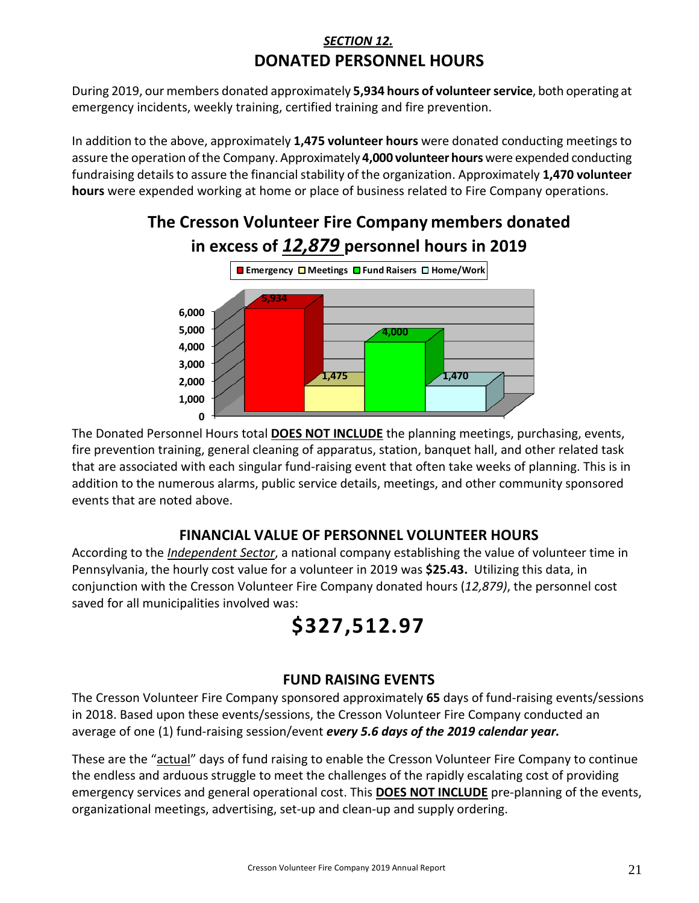## *SECTION 12.*

# DONATED PERSONNEL HOURS

During 2019, our members donated approximately **5,934 hours of volunteer service**, both operating at emergency incidents, weekly training, certified training and fire prevention.

In addition to the above, approximately **1,475 volunteer hours** were donated conducting meetings to assure the operation of the Company. Approximately **4,000 volunteer hours** were expended conducting fundraising details to assure the financial stability of the organization. Approximately **1,470 volunteer hours** were expended working at home or place of business related to Fire Company operations.

## The Cresson Volunteer Fire Company members donated in excess of ***12,879*** personnel hours in 2019

| Category | Hours |
|---|---|
| Emergency | 5,934 |
| Meetings | 1,475 |
| Fund Raisers | 4,000 |
| Home/Work | 1,470 |

The Donated Personnel Hours total **DOES NOT INCLUDE** the planning meetings, purchasing, events, fire prevention training, general cleaning of apparatus, station, banquet hall, and other related task that are associated with each singular fund-raising event that often take weeks of planning. This is in addition to the numerous alarms, public service details, meetings, and other community sponsored events that are noted above.

### FINANCIAL VALUE OF PERSONNEL VOLUNTEER HOURS

According to the *Independent Sector*, a national company establishing the value of volunteer time in Pennsylvania, the hourly cost value for a volunteer in 2019 was **$25.43.** Utilizing this data, in conjunction with the Cresson Volunteer Fire Company donated hours (*12,879)*, the personnel cost saved for all municipalities involved was:

# $327,512.97

### FUND RAISING EVENTS

The Cresson Volunteer Fire Company sponsored approximately **65** days of fund-raising events/sessions in 2018. Based upon these events/sessions, the Cresson Volunteer Fire Company conducted an average of one (1) fund-raising session/event ***every 5.6 days of the 2019 calendar year.***

These are the "actual" days of fund raising to enable the Cresson Volunteer Fire Company to continue the endless and arduous struggle to meet the challenges of the rapidly escalating cost of providing emergency services and general operational cost. This **DOES NOT INCLUDE** pre-planning of the events, organizational meetings, advertising, set-up and clean-up and supply ordering.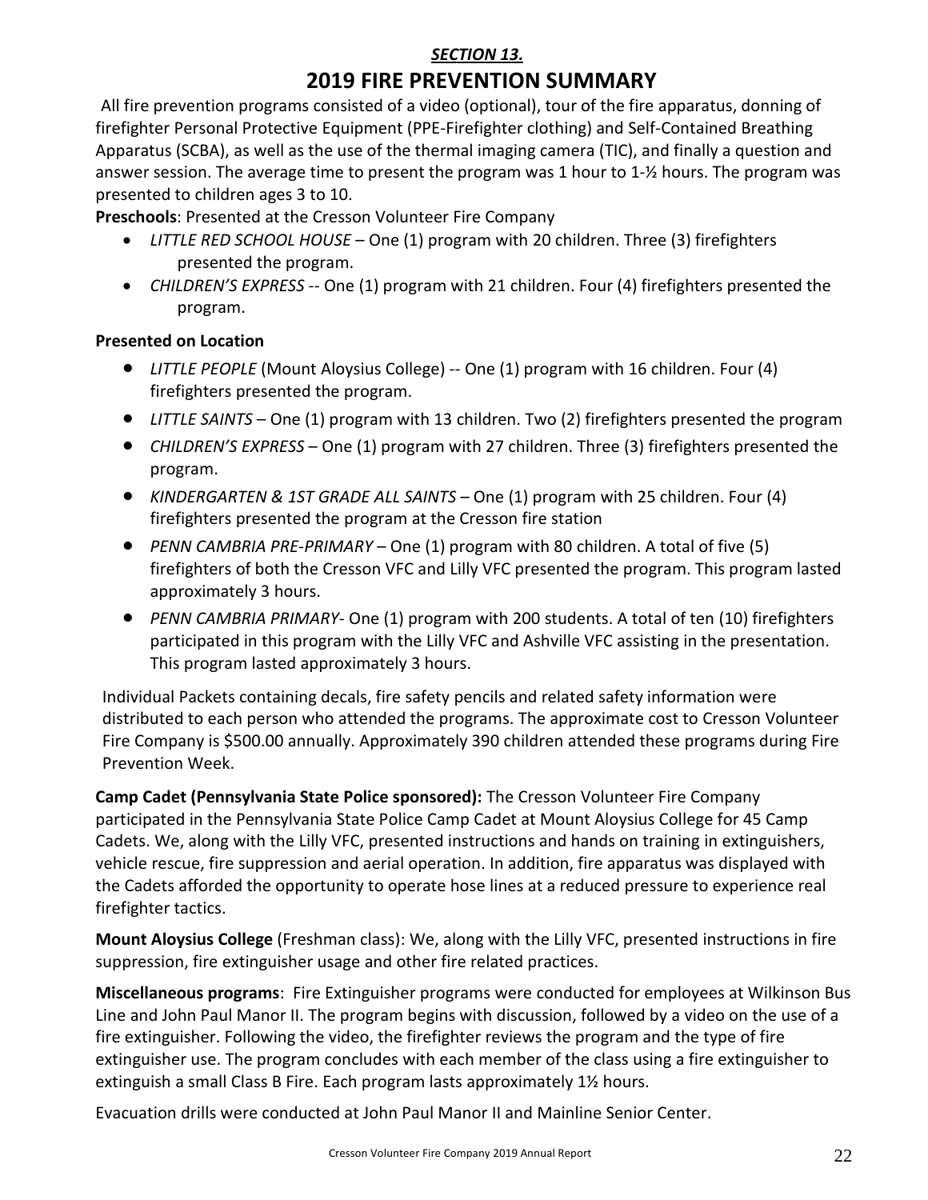## *SECTION 13.*

# 2019 FIRE PREVENTION SUMMARY

All fire prevention programs consisted of a video (optional), tour of the fire apparatus, donning of firefighter Personal Protective Equipment (PPE-Firefighter clothing) and Self-Contained Breathing Apparatus (SCBA), as well as the use of the thermal imaging camera (TIC), and finally a question and answer session. The average time to present the program was 1 hour to 1-½ hours. The program was presented to children ages 3 to 10.

**Preschools**: Presented at the Cresson Volunteer Fire Company

- *LITTLE RED SCHOOL HOUSE* – One (1) program with 20 children. Three (3) firefighters presented the program.
- *CHILDREN'S EXPRESS* -- One (1) program with 21 children. Four (4) firefighters presented the program.

**Presented on Location**

- *LITTLE PEOPLE* (Mount Aloysius College) -- One (1) program with 16 children. Four (4) firefighters presented the program.
- *LITTLE SAINTS* – One (1) program with 13 children. Two (2) firefighters presented the program
- *CHILDREN'S EXPRESS* – One (1) program with 27 children. Three (3) firefighters presented the program.
- *KINDERGARTEN & 1ST GRADE ALL SAINTS* – One (1) program with 25 children. Four (4) firefighters presented the program at the Cresson fire station
- *PENN CAMBRIA PRE-PRIMARY* – One (1) program with 80 children. A total of five (5) firefighters of both the Cresson VFC and Lilly VFC presented the program. This program lasted approximately 3 hours.
- *PENN CAMBRIA PRIMARY*- One (1) program with 200 students. A total of ten (10) firefighters participated in this program with the Lilly VFC and Ashville VFC assisting in the presentation. This program lasted approximately 3 hours.

Individual Packets containing decals, fire safety pencils and related safety information were distributed to each person who attended the programs. The approximate cost to Cresson Volunteer Fire Company is $500.00 annually. Approximately 390 children attended these programs during Fire Prevention Week.

**Camp Cadet (Pennsylvania State Police sponsored):** The Cresson Volunteer Fire Company participated in the Pennsylvania State Police Camp Cadet at Mount Aloysius College for 45 Camp Cadets. We, along with the Lilly VFC, presented instructions and hands on training in extinguishers, vehicle rescue, fire suppression and aerial operation. In addition, fire apparatus was displayed with the Cadets afforded the opportunity to operate hose lines at a reduced pressure to experience real firefighter tactics.

**Mount Aloysius College** (Freshman class): We, along with the Lilly VFC, presented instructions in fire suppression, fire extinguisher usage and other fire related practices.

**Miscellaneous programs**: Fire Extinguisher programs were conducted for employees at Wilkinson Bus Line and John Paul Manor II. The program begins with discussion, followed by a video on the use of a fire extinguisher. Following the video, the firefighter reviews the program and the type of fire extinguisher use. The program concludes with each member of the class using a fire extinguisher to extinguish a small Class B Fire. Each program lasts approximately 1½ hours.

Evacuation drills were conducted at John Paul Manor II and Mainline Senior Center.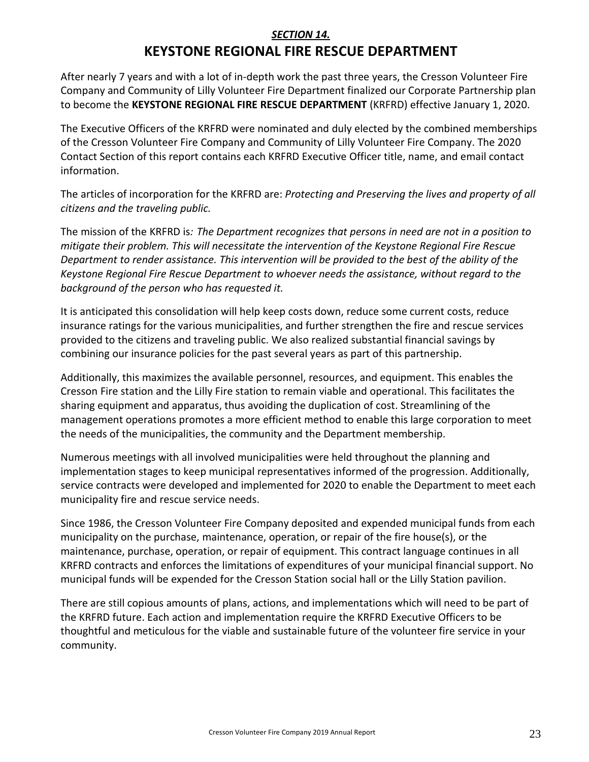## *SECTION 14.*

# KEYSTONE REGIONAL FIRE RESCUE DEPARTMENT

After nearly 7 years and with a lot of in-depth work the past three years, the Cresson Volunteer Fire Company and Community of Lilly Volunteer Fire Department finalized our Corporate Partnership plan to become the **KEYSTONE REGIONAL FIRE RESCUE DEPARTMENT** (KRFRD) effective January 1, 2020.

The Executive Officers of the KRFRD were nominated and duly elected by the combined memberships of the Cresson Volunteer Fire Company and Community of Lilly Volunteer Fire Company. The 2020 Contact Section of this report contains each KRFRD Executive Officer title, name, and email contact information.

The articles of incorporation for the KRFRD are: *Protecting and Preserving the lives and property of all citizens and the traveling public.*

The mission of the KRFRD is*: The Department recognizes that persons in need are not in a position to mitigate their problem. This will necessitate the intervention of the Keystone Regional Fire Rescue Department to render assistance. This intervention will be provided to the best of the ability of the Keystone Regional Fire Rescue Department to whoever needs the assistance, without regard to the background of the person who has requested it.*

It is anticipated this consolidation will help keep costs down, reduce some current costs, reduce insurance ratings for the various municipalities, and further strengthen the fire and rescue services provided to the citizens and traveling public. We also realized substantial financial savings by combining our insurance policies for the past several years as part of this partnership.

Additionally, this maximizes the available personnel, resources, and equipment. This enables the Cresson Fire station and the Lilly Fire station to remain viable and operational. This facilitates the sharing equipment and apparatus, thus avoiding the duplication of cost. Streamlining of the management operations promotes a more efficient method to enable this large corporation to meet the needs of the municipalities, the community and the Department membership.

Numerous meetings with all involved municipalities were held throughout the planning and implementation stages to keep municipal representatives informed of the progression. Additionally, service contracts were developed and implemented for 2020 to enable the Department to meet each municipality fire and rescue service needs.

Since 1986, the Cresson Volunteer Fire Company deposited and expended municipal funds from each municipality on the purchase, maintenance, operation, or repair of the fire house(s), or the maintenance, purchase, operation, or repair of equipment. This contract language continues in all KRFRD contracts and enforces the limitations of expenditures of your municipal financial support. No municipal funds will be expended for the Cresson Station social hall or the Lilly Station pavilion.

There are still copious amounts of plans, actions, and implementations which will need to be part of the KRFRD future. Each action and implementation require the KRFRD Executive Officers to be thoughtful and meticulous for the viable and sustainable future of the volunteer fire service in your community.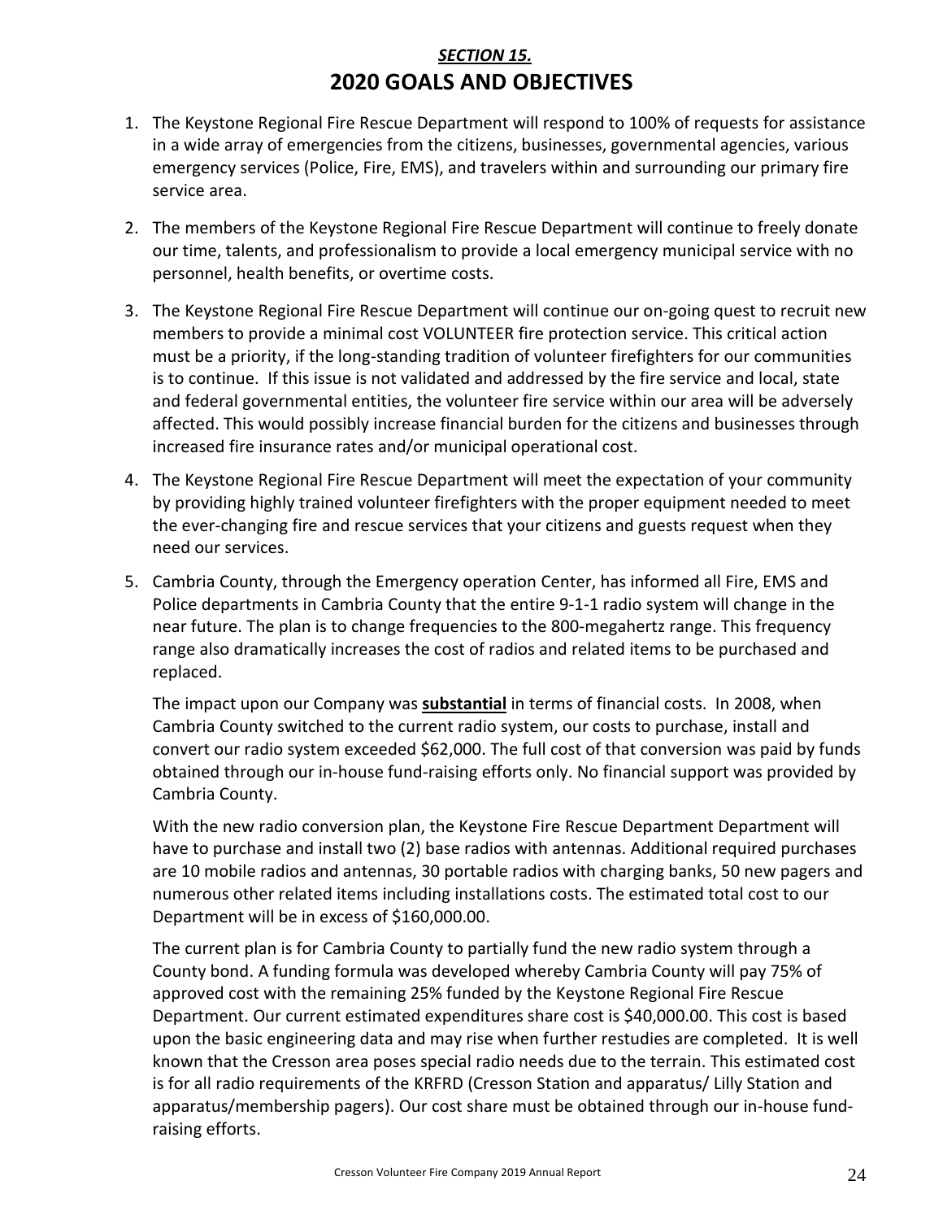## ***SECTION 15.***

# 2020 GOALS AND OBJECTIVES

1. The Keystone Regional Fire Rescue Department will respond to 100% of requests for assistance in a wide array of emergencies from the citizens, businesses, governmental agencies, various emergency services (Police, Fire, EMS), and travelers within and surrounding our primary fire service area.

2. The members of the Keystone Regional Fire Rescue Department will continue to freely donate our time, talents, and professionalism to provide a local emergency municipal service with no personnel, health benefits, or overtime costs.

3. The Keystone Regional Fire Rescue Department will continue our on-going quest to recruit new members to provide a minimal cost VOLUNTEER fire protection service. This critical action must be a priority, if the long-standing tradition of volunteer firefighters for our communities is to continue. If this issue is not validated and addressed by the fire service and local, state and federal governmental entities, the volunteer fire service within our area will be adversely affected. This would possibly increase financial burden for the citizens and businesses through increased fire insurance rates and/or municipal operational cost.

4. The Keystone Regional Fire Rescue Department will meet the expectation of your community by providing highly trained volunteer firefighters with the proper equipment needed to meet the ever-changing fire and rescue services that your citizens and guests request when they need our services.

5. Cambria County, through the Emergency operation Center, has informed all Fire, EMS and Police departments in Cambria County that the entire 9-1-1 radio system will change in the near future. The plan is to change frequencies to the 800-megahertz range. This frequency range also dramatically increases the cost of radios and related items to be purchased and replaced.

   The impact upon our Company was **substantial** in terms of financial costs. In 2008, when Cambria County switched to the current radio system, our costs to purchase, install and convert our radio system exceeded $62,000. The full cost of that conversion was paid by funds obtained through our in-house fund-raising efforts only. No financial support was provided by Cambria County.

   With the new radio conversion plan, the Keystone Fire Rescue Department Department will have to purchase and install two (2) base radios with antennas. Additional required purchases are 10 mobile radios and antennas, 30 portable radios with charging banks, 50 new pagers and numerous other related items including installations costs. The estimated total cost to our Department will be in excess of $160,000.00.

   The current plan is for Cambria County to partially fund the new radio system through a County bond. A funding formula was developed whereby Cambria County will pay 75% of approved cost with the remaining 25% funded by the Keystone Regional Fire Rescue Department. Our current estimated expenditures share cost is $40,000.00. This cost is based upon the basic engineering data and may rise when further restudies are completed. It is well known that the Cresson area poses special radio needs due to the terrain. This estimated cost is for all radio requirements of the KRFRD (Cresson Station and apparatus/ Lilly Station and apparatus/membership pagers). Our cost share must be obtained through our in-house fund-raising efforts.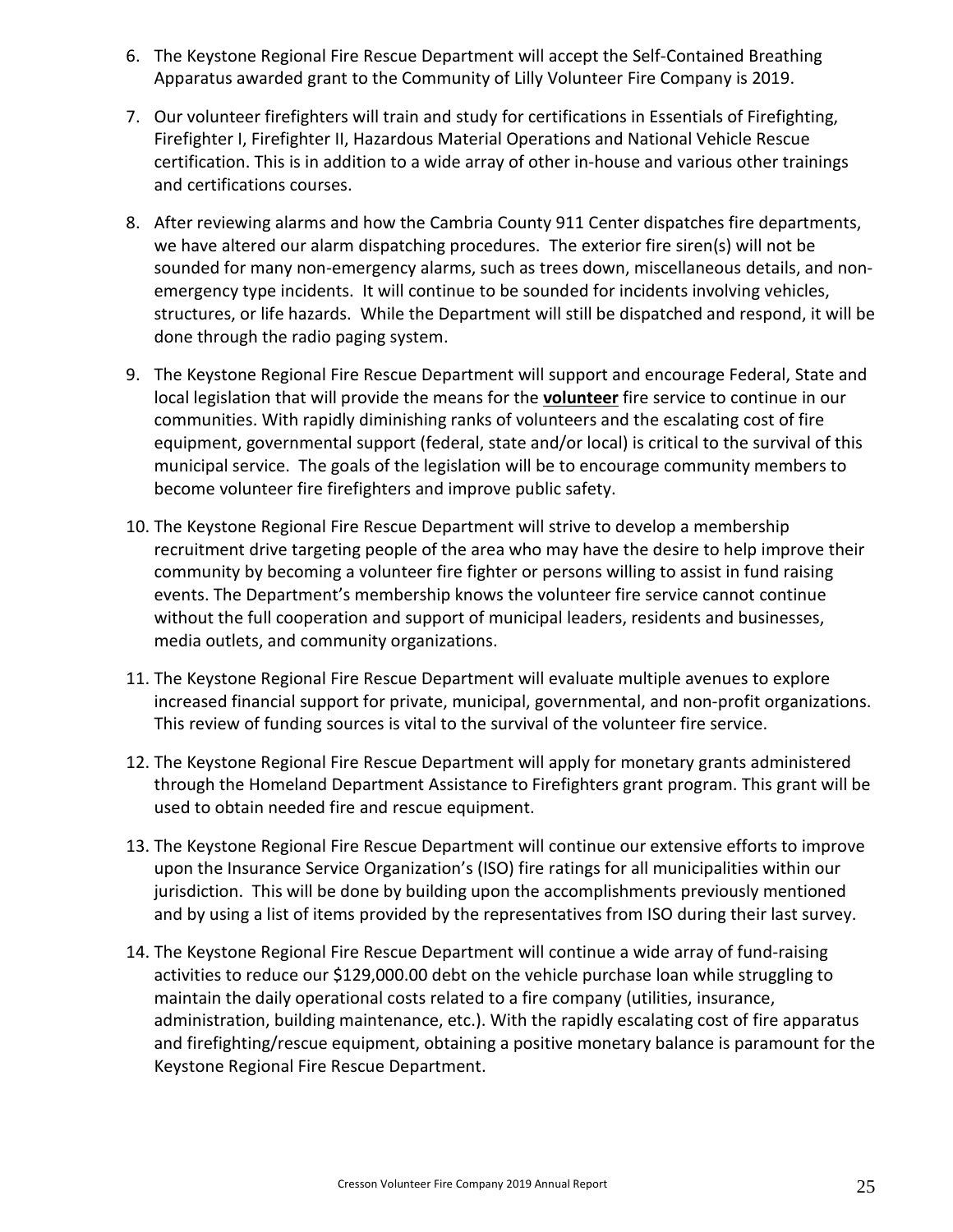6. The Keystone Regional Fire Rescue Department will accept the Self-Contained Breathing Apparatus awarded grant to the Community of Lilly Volunteer Fire Company is 2019.

7. Our volunteer firefighters will train and study for certifications in Essentials of Firefighting, Firefighter I, Firefighter II, Hazardous Material Operations and National Vehicle Rescue certification. This is in addition to a wide array of other in-house and various other trainings and certifications courses.

8. After reviewing alarms and how the Cambria County 911 Center dispatches fire departments, we have altered our alarm dispatching procedures. The exterior fire siren(s) will not be sounded for many non-emergency alarms, such as trees down, miscellaneous details, and non-emergency type incidents. It will continue to be sounded for incidents involving vehicles, structures, or life hazards. While the Department will still be dispatched and respond, it will be done through the radio paging system.

9. The Keystone Regional Fire Rescue Department will support and encourage Federal, State and local legislation that will provide the means for the **volunteer** fire service to continue in our communities. With rapidly diminishing ranks of volunteers and the escalating cost of fire equipment, governmental support (federal, state and/or local) is critical to the survival of this municipal service. The goals of the legislation will be to encourage community members to become volunteer fire firefighters and improve public safety.

10. The Keystone Regional Fire Rescue Department will strive to develop a membership recruitment drive targeting people of the area who may have the desire to help improve their community by becoming a volunteer fire fighter or persons willing to assist in fund raising events. The Department's membership knows the volunteer fire service cannot continue without the full cooperation and support of municipal leaders, residents and businesses, media outlets, and community organizations.

11. The Keystone Regional Fire Rescue Department will evaluate multiple avenues to explore increased financial support for private, municipal, governmental, and non-profit organizations. This review of funding sources is vital to the survival of the volunteer fire service.

12. The Keystone Regional Fire Rescue Department will apply for monetary grants administered through the Homeland Department Assistance to Firefighters grant program. This grant will be used to obtain needed fire and rescue equipment.

13. The Keystone Regional Fire Rescue Department will continue our extensive efforts to improve upon the Insurance Service Organization's (ISO) fire ratings for all municipalities within our jurisdiction. This will be done by building upon the accomplishments previously mentioned and by using a list of items provided by the representatives from ISO during their last survey.

14. The Keystone Regional Fire Rescue Department will continue a wide array of fund-raising activities to reduce our $129,000.00 debt on the vehicle purchase loan while struggling to maintain the daily operational costs related to a fire company (utilities, insurance, administration, building maintenance, etc.). With the rapidly escalating cost of fire apparatus and firefighting/rescue equipment, obtaining a positive monetary balance is paramount for the Keystone Regional Fire Rescue Department.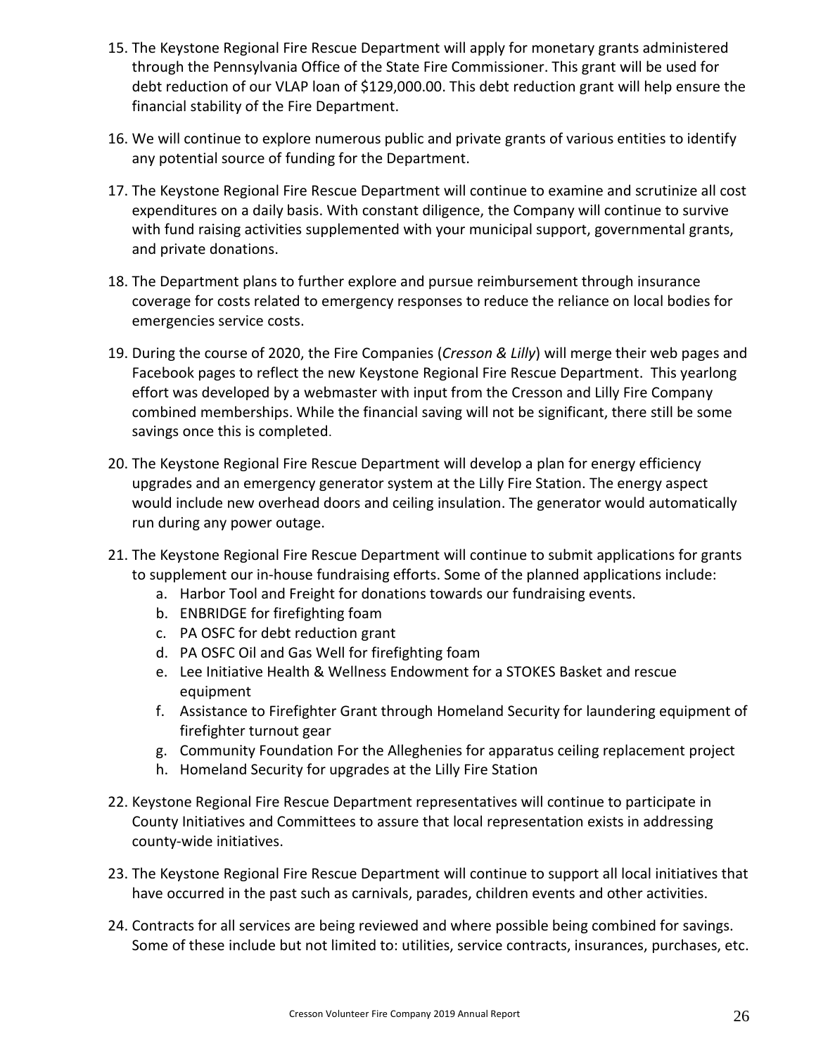15. The Keystone Regional Fire Rescue Department will apply for monetary grants administered through the Pennsylvania Office of the State Fire Commissioner. This grant will be used for debt reduction of our VLAP loan of $129,000.00. This debt reduction grant will help ensure the financial stability of the Fire Department.

16. We will continue to explore numerous public and private grants of various entities to identify any potential source of funding for the Department.

17. The Keystone Regional Fire Rescue Department will continue to examine and scrutinize all cost expenditures on a daily basis. With constant diligence, the Company will continue to survive with fund raising activities supplemented with your municipal support, governmental grants, and private donations.

18. The Department plans to further explore and pursue reimbursement through insurance coverage for costs related to emergency responses to reduce the reliance on local bodies for emergencies service costs.

19. During the course of 2020, the Fire Companies (*Cresson & Lilly*) will merge their web pages and Facebook pages to reflect the new Keystone Regional Fire Rescue Department. This yearlong effort was developed by a webmaster with input from the Cresson and Lilly Fire Company combined memberships. While the financial saving will not be significant, there still be some savings once this is completed.

20. The Keystone Regional Fire Rescue Department will develop a plan for energy efficiency upgrades and an emergency generator system at the Lilly Fire Station. The energy aspect would include new overhead doors and ceiling insulation. The generator would automatically run during any power outage.

21. The Keystone Regional Fire Rescue Department will continue to submit applications for grants to supplement our in-house fundraising efforts. Some of the planned applications include:
    a. Harbor Tool and Freight for donations towards our fundraising events.
    b. ENBRIDGE for firefighting foam
    c. PA OSFC for debt reduction grant
    d. PA OSFC Oil and Gas Well for firefighting foam
    e. Lee Initiative Health & Wellness Endowment for a STOKES Basket and rescue equipment
    f. Assistance to Firefighter Grant through Homeland Security for laundering equipment of firefighter turnout gear
    g. Community Foundation For the Alleghenies for apparatus ceiling replacement project
    h. Homeland Security for upgrades at the Lilly Fire Station

22. Keystone Regional Fire Rescue Department representatives will continue to participate in County Initiatives and Committees to assure that local representation exists in addressing county-wide initiatives.

23. The Keystone Regional Fire Rescue Department will continue to support all local initiatives that have occurred in the past such as carnivals, parades, children events and other activities.

24. Contracts for all services are being reviewed and where possible being combined for savings. Some of these include but not limited to: utilities, service contracts, insurances, purchases, etc.